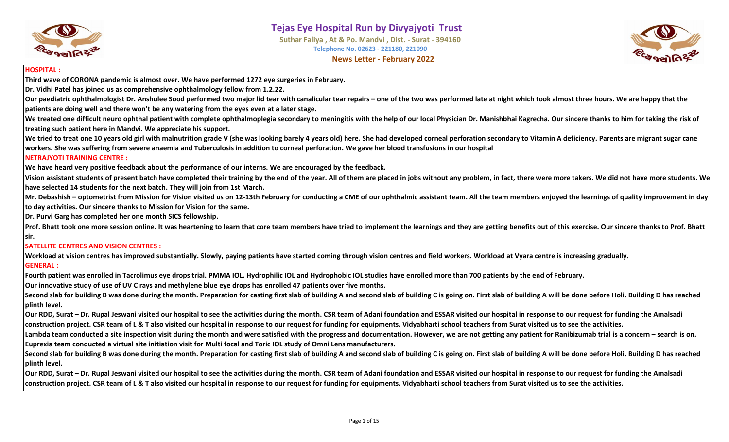# Tejas Eye Hospital Run by Divyajyoti Trust

**Suthar Faliya , At & Po. Mandvi , Dist. - Surat - 394160**

**Telephone No. 02623 - 221180, 221090**

**News Letter - February 2022**

## HOSPITAL :

**Third wave of CORONA pandemic is almost over. We have performed 1272 eye surgeries in February.**

**Dr. Vidhi Patel has joined us as comprehensive ophthalmology fellow from 1.2.22.**

**Our paediatric ophthalmologist Dr. Anshulee Sood performed two major lid tear with canalicular tear repairs – one of the two was performed late at night which took almost three hours. We are happy that the patients are doing well and there won't be any watering from the eyes even at a later stage.**

**We treated one difficult neuro ophthal patient with complete ophthalmoplegia secondary to meningitis with the help of our local Physician Dr. Manishbhai Kagrecha. Our sincere thanks to him for taking the risk of treating such patient here in Mandvi. We appreciate his support.**

**We tried to treat one 10 years old girl with malnutrition grade V (she was looking barely 4 years old) here. She had developed corneal perforation secondary to Vitamin A deficiency. Parents are migrant sugar cane workers. She was suffering from severe anaemia and Tuberculosis in addition to corneal perforation. We gave her blood transfusions in our hospital**

## NETRAJYOTI TRAINING CENTRE :

**We have heard very positive feedback about the performance of our interns. We are encouraged by the feedback.**

**Vision assistant students of present batch have completed their training by the end of the year. All of them are placed in jobs without any problem, in fact, there were more takers. We did not have more students. We have selected 14 students for the next batch. They will join from 1st March.**

**Mr. Debashish – optometrist from Mission for Vision visited us on 12-13th February for conducting a CME of our ophthalmic assistant team. All the team members enjoyed the learnings of quality improvement in day to day activities. Our sincere thanks to Mission for Vision for the same.**

**Dr. Purvi Garg has completed her one month SICS fellowship.**

**Prof. Bhatt took one more session online. It was heartening to learn that core team members have tried to implement the learnings and they are getting benefits out of this exercise. Our sincere thanks to Prof. Bhatt sir.**

## SATELLITE CENTRES AND VISION CENTRES :

**Workload at vision centres has improved substantially. Slowly, paying patients have started coming through vision centres and field workers. Workload at Vyara centre is increasing gradually.**

## GENERAL :

**Fourth patient was enrolled in Tacrolimus eye drops trial. PMMA IOL, Hydrophilic IOL and Hydrophobic IOL studies have enrolled more than 700 patients by the end of February.**

**Our innovative study of use of UV C rays and methylene blue eye drops has enrolled 47 patients over five months.**

**Second slab for building B was done during the month. Preparation for casting first slab of building A and second slab of building C is going on. First slab of building A will be done before Holi. Building D has reached plinth level.**

**Our RDD, Surat – Dr. Rupal Jeswani visited our hospital to see the activities during the month. CSR team of Adani foundation and ESSAR visited our hospital in response to our request for funding the Amalsadi construction project. CSR team of L & T also visited our hospital in response to our request for funding for equipments. Vidyabharti school teachers from Surat visited us to see the activities.**

**Lambda team conducted a site inspection visit during the month and were satisfied with the progress and documentation. However, we are not getting any patient for Ranibizumab trial is a concern – search is on. Euprexia team conducted a virtual site initiation visit for Multi focal and Toric IOL study of Omni Lens manufacturers.**

**Second slab for building B was done during the month. Preparation for casting first slab of building A and second slab of building C is going on. First slab of building A will be done before Holi. Building D has reached plinth level.**

**Our RDD, Surat – Dr. Rupal Jeswani visited our hospital to see the activities during the month. CSR team of Adani foundation and ESSAR visited our hospital in response to our request for funding the Amalsadi construction project. CSR team of L & T also visited our hospital in response to our request for funding for equipments. Vidyabharti school teachers from Surat visited us to see the activities.**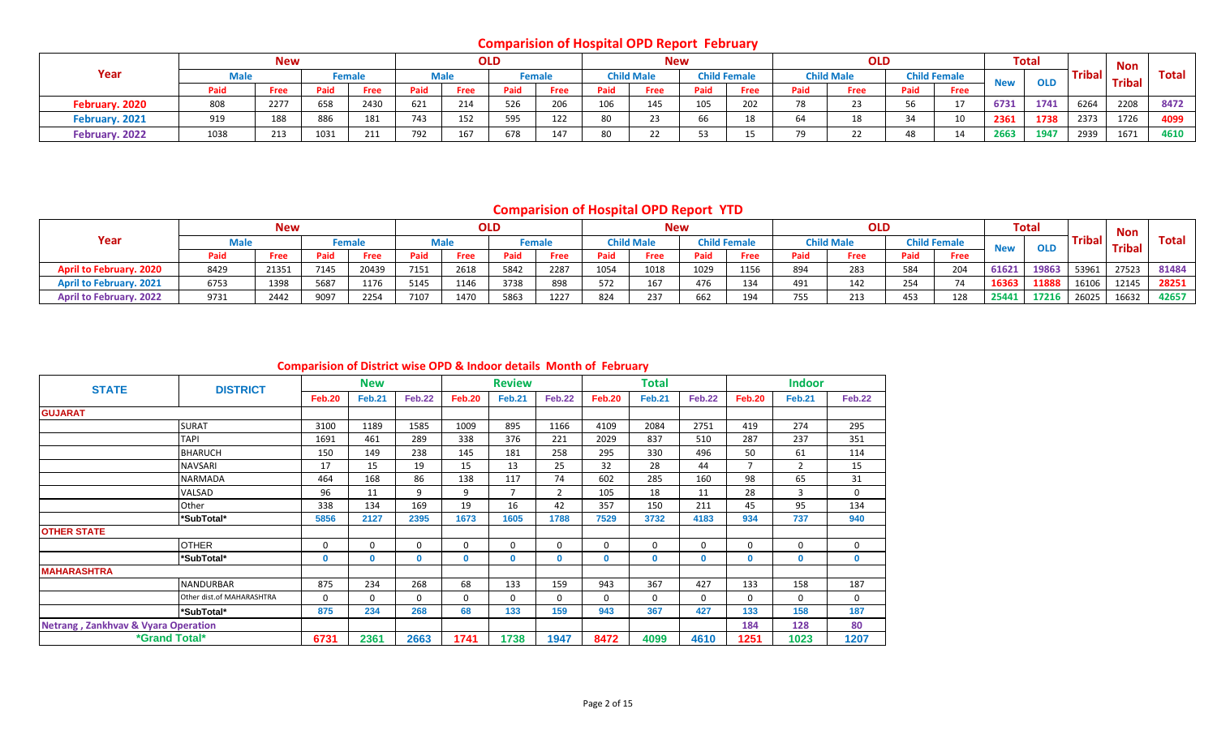## Comparision of Hospital OPD Report February

| Year | New | | | | OLD | | | | New | | | | OLD | | | | Total | | Tribal | Non Tribal | Total |
|---|---|---|---|---|---|---|---|---|---|---|---|---|---|---|---|---|---|---|---|---|---|
| | Male | | Female | | Male | | Female | | Child Male | | Child Female | | Child Male | | Child Female | | New | OLD | | | |
| | Paid | Free | Paid | Free | Paid | Free | Paid | Free | Paid | Free | Paid | Free | Paid | Free | Paid | Free | | | | | |
| February. 2020 | 808 | 2277 | 658 | 2430 | 621 | 214 | 526 | 206 | 106 | 145 | 105 | 202 | 78 | 23 | 56 | 17 | 6731 | 1741 | 6264 | 2208 | 8472 |
| February. 2021 | 919 | 188 | 886 | 181 | 743 | 152 | 595 | 122 | 80 | 23 | 66 | 18 | 64 | 18 | 34 | 10 | 2361 | 1738 | 2373 | 1726 | 4099 |
| February. 2022 | 1038 | 213 | 1031 | 211 | 792 | 167 | 678 | 147 | 80 | 22 | 53 | 15 | 79 | 22 | 48 | 14 | 2663 | 1947 | 2939 | 1671 | 4610 |

## Comparision of Hospital OPD Report YTD

| Year | New | | | | OLD | | | | New | | | | OLD | | | | Total | | Tribal | Non Tribal | Total |
|---|---|---|---|---|---|---|---|---|---|---|---|---|---|---|---|---|---|---|---|---|---|
| | Male | | Female | | Male | | Female | | Child Male | | Child Female | | Child Male | | Child Female | | New | OLD | | | |
| | Paid | Free | Paid | Free | Paid | Free | Paid | Free | Paid | Free | Paid | Free | Paid | Free | Paid | Free | | | | | |
| April to February. 2020 | 8429 | 21351 | 7145 | 20439 | 7151 | 2618 | 5842 | 2287 | 1054 | 1018 | 1029 | 1156 | 894 | 283 | 584 | 204 | 61621 | 19863 | 53961 | 27523 | 81484 |
| April to February. 2021 | 6753 | 1398 | 5687 | 1176 | 5145 | 1146 | 3738 | 898 | 572 | 167 | 476 | 134 | 491 | 142 | 254 | 74 | 16363 | 11888 | 16106 | 12145 | 28251 |
| April to February. 2022 | 9731 | 2442 | 9097 | 2254 | 7107 | 1470 | 5863 | 1227 | 824 | 237 | 662 | 194 | 755 | 213 | 453 | 128 | 25441 | 17216 | 26025 | 16632 | 42657 |

## Comparision of District wise OPD & Indoor details Month of February

| STATE | DISTRICT | New | | | Review | | | Total | | | Indoor | | |
|---|---|---|---|---|---|---|---|---|---|---|---|---|---|
| | | Feb.20 | Feb.21 | Feb.22 | Feb.20 | Feb.21 | Feb.22 | Feb.20 | Feb.21 | Feb.22 | Feb.20 | Feb.21 | Feb.22 |
| GUJARAT | | | | | | | | | | | | | |
| | SURAT | 3100 | 1189 | 1585 | 1009 | 895 | 1166 | 4109 | 2084 | 2751 | 419 | 274 | 295 |
| | TAPI | 1691 | 461 | 289 | 338 | 376 | 221 | 2029 | 837 | 510 | 287 | 237 | 351 |
| | BHARUCH | 150 | 149 | 238 | 145 | 181 | 258 | 295 | 330 | 496 | 50 | 61 | 114 |
| | NAVSARI | 17 | 15 | 19 | 15 | 13 | 25 | 32 | 28 | 44 | 7 | 2 | 15 |
| | NARMADA | 464 | 168 | 86 | 138 | 117 | 74 | 602 | 285 | 160 | 98 | 65 | 31 |
| | VALSAD | 96 | 11 | 9 | 9 | 7 | 2 | 105 | 18 | 11 | 28 | 3 | 0 |
| | Other | 338 | 134 | 169 | 19 | 16 | 42 | 357 | 150 | 211 | 45 | 95 | 134 |
| | *SubTotal* | 5856 | 2127 | 2395 | 1673 | 1605 | 1788 | 7529 | 3732 | 4183 | 934 | 737 | 940 |
| OTHER STATE | | | | | | | | | | | | | |
| | OTHER | 0 | 0 | 0 | 0 | 0 | 0 | 0 | 0 | 0 | 0 | 0 | 0 |
| | *SubTotal* | 0 | 0 | 0 | 0 | 0 | 0 | 0 | 0 | 0 | 0 | 0 | 0 |
| MAHARASHTRA | | | | | | | | | | | | | |
| | NANDURBAR | 875 | 234 | 268 | 68 | 133 | 159 | 943 | 367 | 427 | 133 | 158 | 187 |
| | Other dist.of MAHARASHTRA | 0 | 0 | 0 | 0 | 0 | 0 | 0 | 0 | 0 | 0 | 0 | 0 |
| | *SubTotal* | 875 | 234 | 268 | 68 | 133 | 159 | 943 | 367 | 427 | 133 | 158 | 187 |
| Netrang , Zankhvav & Vyara Operation | | | | | | | | | | | 184 | 128 | 80 |
| *Grand Total* | | 6731 | 2361 | 2663 | 1741 | 1738 | 1947 | 8472 | 4099 | 4610 | 1251 | 1023 | 1207 |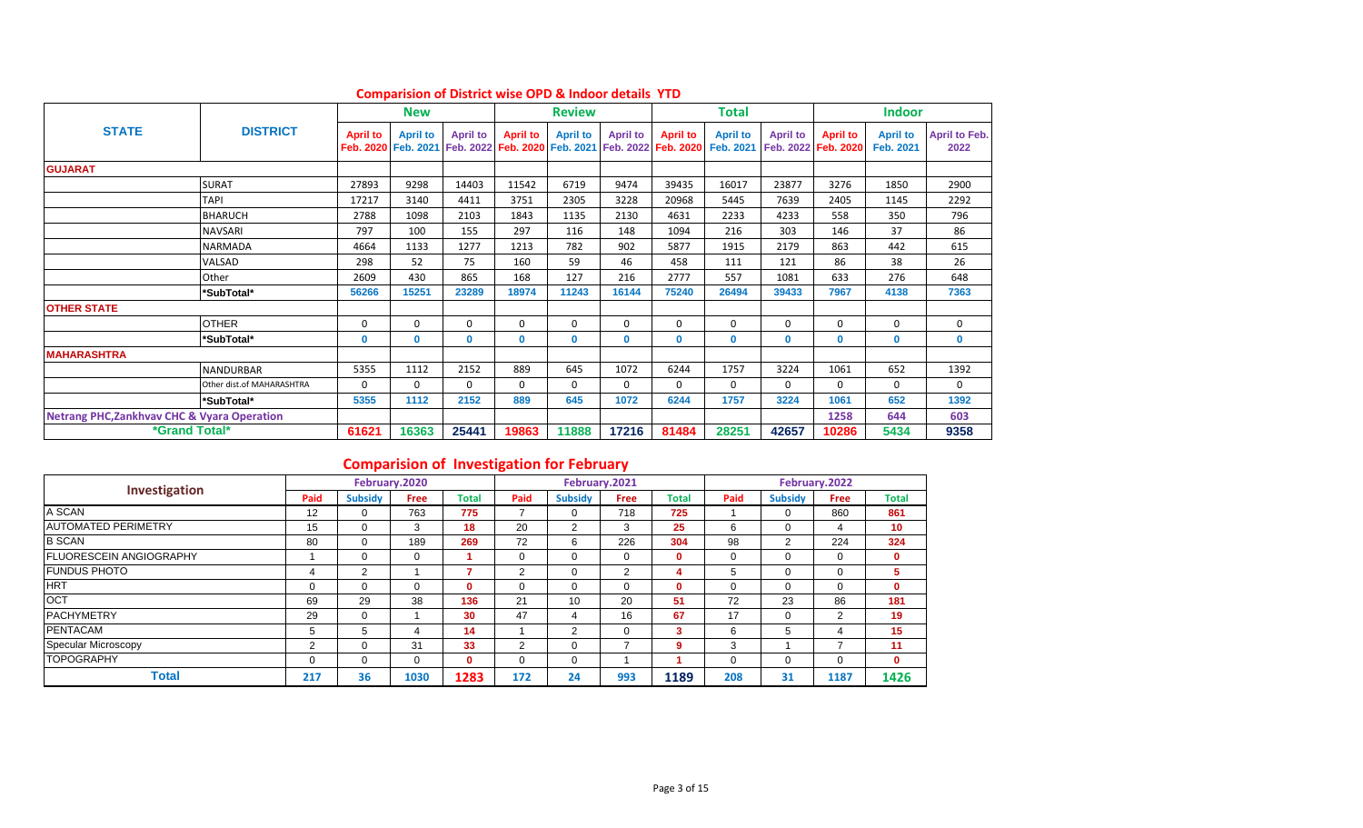## Comparision of District wise OPD & Indoor details YTD

| STATE | DISTRICT | New | | | Review | | | Total | | | Indoor | | |
|---|---|---|---|---|---|---|---|---|---|---|---|---|---|
| | | April to Feb. 2020 | April to Feb. 2021 | April to Feb. 2022 | April to Feb. 2020 | April to Feb. 2021 | April to Feb. 2022 | April to Feb. 2020 | April to Feb. 2021 | April to Feb. 2022 | April to Feb. 2020 | April to Feb. 2021 | April to Feb. 2022 |
| **GUJARAT** | | | | | | | | | | | | | |
| | SURAT | 27893 | 9298 | 14403 | 11542 | 6719 | 9474 | 39435 | 16017 | 23877 | 3276 | 1850 | 2900 |
| | TAPI | 17217 | 3140 | 4411 | 3751 | 2305 | 3228 | 20968 | 5445 | 7639 | 2405 | 1145 | 2292 |
| | BHARUCH | 2788 | 1098 | 2103 | 1843 | 1135 | 2130 | 4631 | 2233 | 4233 | 558 | 350 | 796 |
| | NAVSARI | 797 | 100 | 155 | 297 | 116 | 148 | 1094 | 216 | 303 | 146 | 37 | 86 |
| | NARMADA | 4664 | 1133 | 1277 | 1213 | 782 | 902 | 5877 | 1915 | 2179 | 863 | 442 | 615 |
| | VALSAD | 298 | 52 | 75 | 160 | 59 | 46 | 458 | 111 | 121 | 86 | 38 | 26 |
| | Other | 2609 | 430 | 865 | 168 | 127 | 216 | 2777 | 557 | 1081 | 633 | 276 | 648 |
| | *SubTotal* | 56266 | 15251 | 23289 | 18974 | 11243 | 16144 | 75240 | 26494 | 39433 | 7967 | 4138 | 7363 |
| **OTHER STATE** | | | | | | | | | | | | | |
| | OTHER | 0 | 0 | 0 | 0 | 0 | 0 | 0 | 0 | 0 | 0 | 0 | 0 |
| | *SubTotal* | 0 | 0 | 0 | 0 | 0 | 0 | 0 | 0 | 0 | 0 | 0 | 0 |
| **MAHARASHTRA** | | | | | | | | | | | | | |
| | NANDURBAR | 5355 | 1112 | 2152 | 889 | 645 | 1072 | 6244 | 1757 | 3224 | 1061 | 652 | 1392 |
| | Other dist.of MAHARASHTRA | 0 | 0 | 0 | 0 | 0 | 0 | 0 | 0 | 0 | 0 | 0 | 0 |
| | *SubTotal* | 5355 | 1112 | 2152 | 889 | 645 | 1072 | 6244 | 1757 | 3224 | 1061 | 652 | 1392 |
| **Netrang PHC,Zankhvav CHC & Vyara Operation** | | | | | | | | | | | 1258 | 644 | 603 |
| ***Grand Total*** | | 61621 | 16363 | 25441 | 19863 | 11888 | 17216 | 81484 | 28251 | 42657 | 10286 | 5434 | 9358 |

## Comparision of Investigation for February

| Investigation | February.2020 | | | | February.2021 | | | | February.2022 | | | |
|---|---|---|---|---|---|---|---|---|---|---|---|---|
| | Paid | Subsidy | Free | Total | Paid | Subsidy | Free | Total | Paid | Subsidy | Free | Total |
| A SCAN | 12 | 0 | 763 | 775 | 7 | 0 | 718 | 725 | 1 | 0 | 860 | 861 |
| AUTOMATED PERIMETRY | 15 | 0 | 3 | 18 | 20 | 2 | 3 | 25 | 6 | 0 | 4 | 10 |
| B SCAN | 80 | 0 | 189 | 269 | 72 | 6 | 226 | 304 | 98 | 2 | 224 | 324 |
| FLUORESCEIN ANGIOGRAPHY | 1 | 0 | 0 | 1 | 0 | 0 | 0 | 0 | 0 | 0 | 0 | 0 |
| FUNDUS PHOTO | 4 | 2 | 1 | 7 | 2 | 0 | 2 | 4 | 5 | 0 | 0 | 5 |
| HRT | 0 | 0 | 0 | 0 | 0 | 0 | 0 | 0 | 0 | 0 | 0 | 0 |
| OCT | 69 | 29 | 38 | 136 | 21 | 10 | 20 | 51 | 72 | 23 | 86 | 181 |
| PACHYMETRY | 29 | 0 | 1 | 30 | 47 | 4 | 16 | 67 | 17 | 0 | 2 | 19 |
| PENTACAM | 5 | 5 | 4 | 14 | 1 | 2 | 0 | 3 | 6 | 5 | 4 | 15 |
| Specular Microscopy | 2 | 0 | 31 | 33 | 2 | 0 | 7 | 9 | 3 | 1 | 7 | 11 |
| TOPOGRAPHY | 0 | 0 | 0 | 0 | 0 | 0 | 1 | 1 | 0 | 0 | 0 | 0 |
| **Total** | 217 | 36 | 1030 | 1283 | 172 | 24 | 993 | 1189 | 208 | 31 | 1187 | 1426 |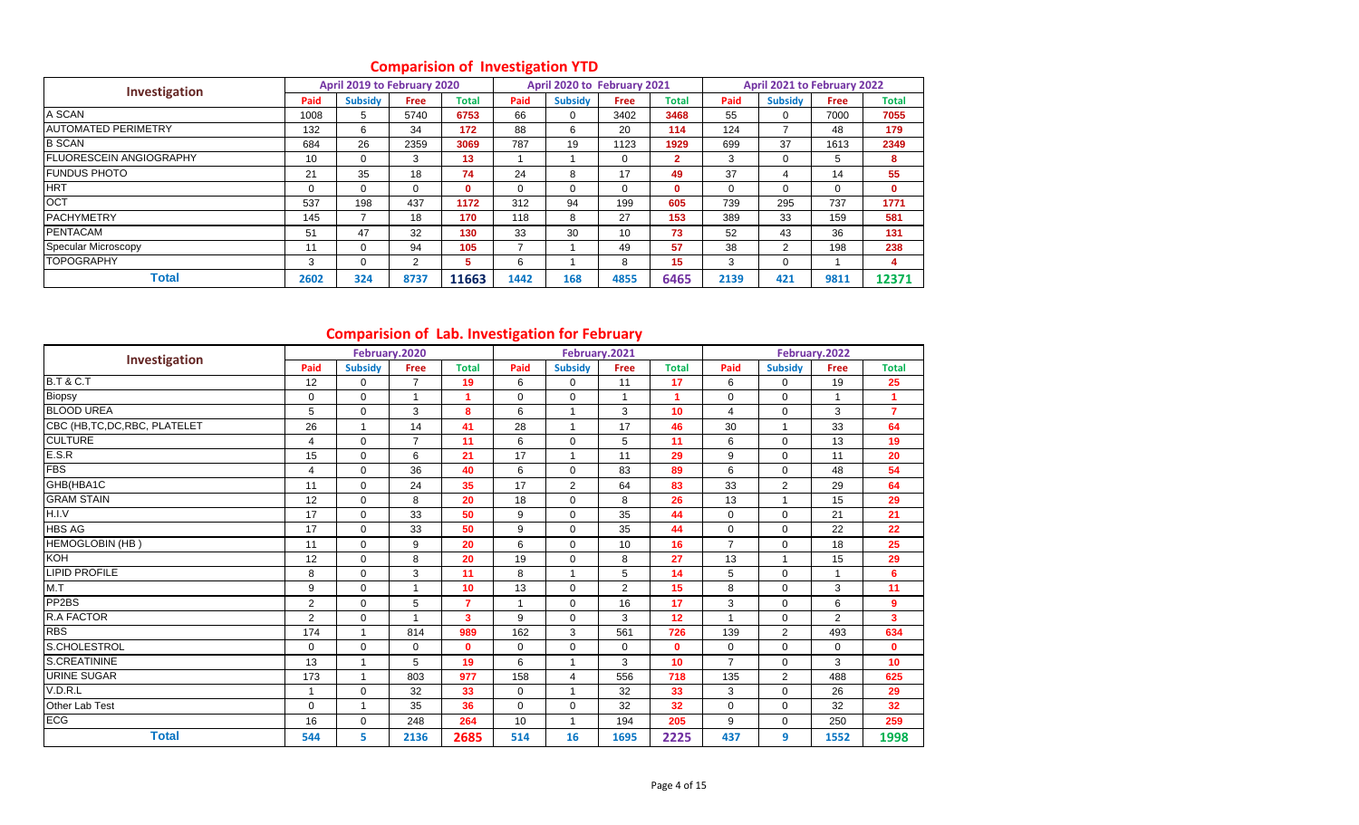## Comparision of Investigation YTD

| Investigation | April 2019 to February 2020 | | | | April 2020 to February 2021 | | | | April 2021 to February 2022 | | | |
|---|---|---|---|---|---|---|---|---|---|---|---|---|
| | Paid | Subsidy | Free | Total | Paid | Subsidy | Free | Total | Paid | Subsidy | Free | Total |
| A SCAN | 1008 | 5 | 5740 | 6753 | 66 | 0 | 3402 | 3468 | 55 | 0 | 7000 | 7055 |
| AUTOMATED PERIMETRY | 132 | 6 | 34 | 172 | 88 | 6 | 20 | 114 | 124 | 7 | 48 | 179 |
| B SCAN | 684 | 26 | 2359 | 3069 | 787 | 19 | 1123 | 1929 | 699 | 37 | 1613 | 2349 |
| FLUORESCEIN ANGIOGRAPHY | 10 | 0 | 3 | 13 | 1 | 1 | 0 | 2 | 3 | 0 | 5 | 8 |
| FUNDUS PHOTO | 21 | 35 | 18 | 74 | 24 | 8 | 17 | 49 | 37 | 4 | 14 | 55 |
| HRT | 0 | 0 | 0 | 0 | 0 | 0 | 0 | 0 | 0 | 0 | 0 | 0 |
| OCT | 537 | 198 | 437 | 1172 | 312 | 94 | 199 | 605 | 739 | 295 | 737 | 1771 |
| PACHYMETRY | 145 | 7 | 18 | 170 | 118 | 8 | 27 | 153 | 389 | 33 | 159 | 581 |
| PENTACAM | 51 | 47 | 32 | 130 | 33 | 30 | 10 | 73 | 52 | 43 | 36 | 131 |
| Specular Microscopy | 11 | 0 | 94 | 105 | 7 | 1 | 49 | 57 | 38 | 2 | 198 | 238 |
| TOPOGRAPHY | 3 | 0 | 2 | 5 | 6 | 1 | 8 | 15 | 3 | 0 | 1 | 4 |
| **Total** | 2602 | 324 | 8737 | 11663 | 1442 | 168 | 4855 | 6465 | 2139 | 421 | 9811 | 12371 |

## Comparision of Lab. Investigation for February

| Investigation | February.2020 | | | | February.2021 | | | | February.2022 | | | |
|---|---|---|---|---|---|---|---|---|---|---|---|---|
| | Paid | Subsidy | Free | Total | Paid | Subsidy | Free | Total | Paid | Subsidy | Free | Total |
| B.T & C.T | 12 | 0 | 7 | 19 | 6 | 0 | 11 | 17 | 6 | 0 | 19 | 25 |
| Biopsy | 0 | 0 | 1 | 1 | 0 | 0 | 1 | 1 | 0 | 0 | 1 | 1 |
| BLOOD UREA | 5 | 0 | 3 | 8 | 6 | 1 | 3 | 10 | 4 | 0 | 3 | 7 |
| CBC (HB,TC,DC,RBC, PLATELET | 26 | 1 | 14 | 41 | 28 | 1 | 17 | 46 | 30 | 1 | 33 | 64 |
| CULTURE | 4 | 0 | 7 | 11 | 6 | 0 | 5 | 11 | 6 | 0 | 13 | 19 |
| E.S.R | 15 | 0 | 6 | 21 | 17 | 1 | 11 | 29 | 9 | 0 | 11 | 20 |
| FBS | 4 | 0 | 36 | 40 | 6 | 0 | 83 | 89 | 6 | 0 | 48 | 54 |
| GHB(HBA1C | 11 | 0 | 24 | 35 | 17 | 2 | 64 | 83 | 33 | 2 | 29 | 64 |
| GRAM STAIN | 12 | 0 | 8 | 20 | 18 | 0 | 8 | 26 | 13 | 1 | 15 | 29 |
| H.I.V | 17 | 0 | 33 | 50 | 9 | 0 | 35 | 44 | 0 | 0 | 21 | 21 |
| HBS AG | 17 | 0 | 33 | 50 | 9 | 0 | 35 | 44 | 0 | 0 | 22 | 22 |
| HEMOGLOBIN (HB ) | 11 | 0 | 9 | 20 | 6 | 0 | 10 | 16 | 7 | 0 | 18 | 25 |
| KOH | 12 | 0 | 8 | 20 | 19 | 0 | 8 | 27 | 13 | 1 | 15 | 29 |
| LIPID PROFILE | 8 | 0 | 3 | 11 | 8 | 1 | 5 | 14 | 5 | 0 | 1 | 6 |
| M.T | 9 | 0 | 1 | 10 | 13 | 0 | 2 | 15 | 8 | 0 | 3 | 11 |
| PP2BS | 2 | 0 | 5 | 7 | 1 | 0 | 16 | 17 | 3 | 0 | 6 | 9 |
| R.A FACTOR | 2 | 0 | 1 | 3 | 9 | 0 | 3 | 12 | 1 | 0 | 2 | 3 |
| RBS | 174 | 1 | 814 | 989 | 162 | 3 | 561 | 726 | 139 | 2 | 493 | 634 |
| S.CHOLESTROL | 0 | 0 | 0 | 0 | 0 | 0 | 0 | 0 | 0 | 0 | 0 | 0 |
| S.CREATININE | 13 | 1 | 5 | 19 | 6 | 1 | 3 | 10 | 7 | 0 | 3 | 10 |
| URINE SUGAR | 173 | 1 | 803 | 977 | 158 | 4 | 556 | 718 | 135 | 2 | 488 | 625 |
| V.D.R.L | 1 | 0 | 32 | 33 | 0 | 1 | 32 | 33 | 3 | 0 | 26 | 29 |
| Other Lab Test | 0 | 1 | 35 | 36 | 0 | 0 | 32 | 32 | 0 | 0 | 32 | 32 |
| ECG | 16 | 0 | 248 | 264 | 10 | 1 | 194 | 205 | 9 | 0 | 250 | 259 |
| **Total** | 544 | 5 | 2136 | 2685 | 514 | 16 | 1695 | 2225 | 437 | 9 | 1552 | 1998 |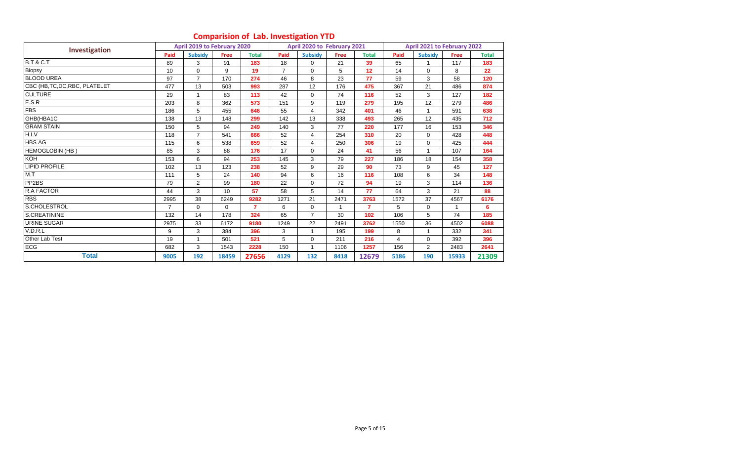## Comparision of Lab. Investigation YTD

| Investigation | April 2019 to February 2020 | | | | April 2020 to February 2021 | | | | April 2021 to February 2022 | | | |
|---|---|---|---|---|---|---|---|---|---|---|---|---|
| | Paid | Subsidy | Free | Total | Paid | Subsidy | Free | Total | Paid | Subsidy | Free | Total |
| B.T & C.T | 89 | 3 | 91 | 183 | 18 | 0 | 21 | 39 | 65 | 1 | 117 | 183 |
| Biopsy | 10 | 0 | 9 | 19 | 7 | 0 | 5 | 12 | 14 | 0 | 8 | 22 |
| BLOOD UREA | 97 | 7 | 170 | 274 | 46 | 8 | 23 | 77 | 59 | 3 | 58 | 120 |
| CBC (HB,TC,DC,RBC, PLATELET | 477 | 13 | 503 | 993 | 287 | 12 | 176 | 475 | 367 | 21 | 486 | 874 |
| CULTURE | 29 | 1 | 83 | 113 | 42 | 0 | 74 | 116 | 52 | 3 | 127 | 182 |
| E.S.R | 203 | 8 | 362 | 573 | 151 | 9 | 119 | 279 | 195 | 12 | 279 | 486 |
| FBS | 186 | 5 | 455 | 646 | 55 | 4 | 342 | 401 | 46 | 1 | 591 | 638 |
| GHB(HBA1C | 138 | 13 | 148 | 299 | 142 | 13 | 338 | 493 | 265 | 12 | 435 | 712 |
| GRAM STAIN | 150 | 5 | 94 | 249 | 140 | 3 | 77 | 220 | 177 | 16 | 153 | 346 |
| H.I.V | 118 | 7 | 541 | 666 | 52 | 4 | 254 | 310 | 20 | 0 | 428 | 448 |
| HBS AG | 115 | 6 | 538 | 659 | 52 | 4 | 250 | 306 | 19 | 0 | 425 | 444 |
| HEMOGLOBIN (HB ) | 85 | 3 | 88 | 176 | 17 | 0 | 24 | 41 | 56 | 1 | 107 | 164 |
| KOH | 153 | 6 | 94 | 253 | 145 | 3 | 79 | 227 | 186 | 18 | 154 | 358 |
| LIPID PROFILE | 102 | 13 | 123 | 238 | 52 | 9 | 29 | 90 | 73 | 9 | 45 | 127 |
| M.T | 111 | 5 | 24 | 140 | 94 | 6 | 16 | 116 | 108 | 6 | 34 | 148 |
| PP2BS | 79 | 2 | 99 | 180 | 22 | 0 | 72 | 94 | 19 | 3 | 114 | 136 |
| R.A FACTOR | 44 | 3 | 10 | 57 | 58 | 5 | 14 | 77 | 64 | 3 | 21 | 88 |
| RBS | 2995 | 38 | 6249 | 9282 | 1271 | 21 | 2471 | 3763 | 1572 | 37 | 4567 | 6176 |
| S.CHOLESTROL | 7 | 0 | 0 | 7 | 6 | 0 | 1 | 7 | 5 | 0 | 1 | 6 |
| S.CREATININE | 132 | 14 | 178 | 324 | 65 | 7 | 30 | 102 | 106 | 5 | 74 | 185 |
| URINE SUGAR | 2975 | 33 | 6172 | 9180 | 1249 | 22 | 2491 | 3762 | 1550 | 36 | 4502 | 6088 |
| V.D.R.L | 9 | 3 | 384 | 396 | 3 | 1 | 195 | 199 | 8 | 1 | 332 | 341 |
| Other Lab Test | 19 | 1 | 501 | 521 | 5 | 0 | 211 | 216 | 4 | 0 | 392 | 396 |
| ECG | 682 | 3 | 1543 | 2228 | 150 | 1 | 1106 | 1257 | 156 | 2 | 2483 | 2641 |
| **Total** | **9005** | **192** | **18459** | **27656** | **4129** | **132** | **8418** | **12679** | **5186** | **190** | **15933** | **21309** |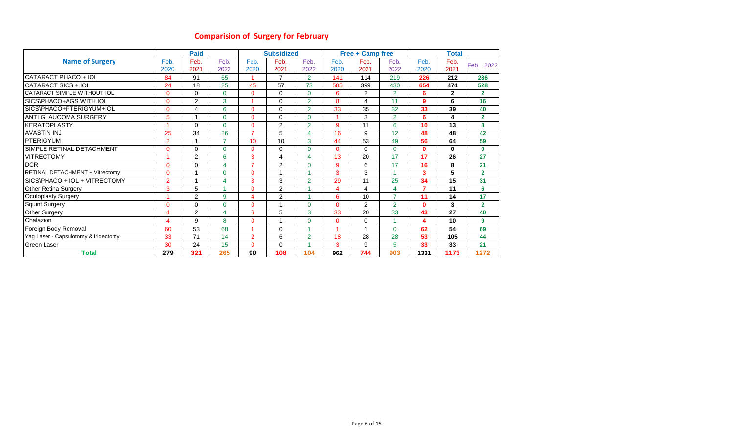## Comparision of Surgery for February

| Name of Surgery | Paid | | | Subsidized | | | Free + Camp free | | | Total | | |
|---|---|---|---|---|---|---|---|---|---|---|---|---|
| | Feb. 2020 | Feb. 2021 | Feb. 2022 | Feb. 2020 | Feb. 2021 | Feb. 2022 | Feb. 2020 | Feb. 2021 | Feb. 2022 | Feb. 2020 | Feb. 2021 | Feb. 2022 |
| CATARACT PHACO + IOL | 84 | 91 | 65 | 1 | 7 | 2 | 141 | 114 | 219 | 226 | 212 | 286 |
| CATARACT SICS + IOL | 24 | 18 | 25 | 45 | 57 | 73 | 585 | 399 | 430 | 654 | 474 | 528 |
| CATARACT SIMPLE WITHOUT IOL | 0 | 0 | 0 | 0 | 0 | 0 | 6 | 2 | 2 | 6 | 2 | 2 |
| SICS\PHACO+AGS WITH IOL | 0 | 2 | 3 | 1 | 0 | 2 | 8 | 4 | 11 | 9 | 6 | 16 |
| SICS\PHACO+PTERIGYUM+IOL | 0 | 4 | 6 | 0 | 0 | 2 | 33 | 35 | 32 | 33 | 39 | 40 |
| ANTI GLAUCOMA SURGERY | 5 | 1 | 0 | 0 | 0 | 0 | 1 | 3 | 2 | 6 | 4 | 2 |
| KERATOPLASTY | 1 | 0 | 0 | 0 | 2 | 2 | 9 | 11 | 6 | 10 | 13 | 8 |
| AVASTIN INJ | 25 | 34 | 26 | 7 | 5 | 4 | 16 | 9 | 12 | 48 | 48 | 42 |
| PTERIGYUM | 2 | 1 | 7 | 10 | 10 | 3 | 44 | 53 | 49 | 56 | 64 | 59 |
| SIMPLE RETINAL DETACHMENT | 0 | 0 | 0 | 0 | 0 | 0 | 0 | 0 | 0 | 0 | 0 | 0 |
| VITRECTOMY | 1 | 2 | 6 | 3 | 4 | 4 | 13 | 20 | 17 | 17 | 26 | 27 |
| DCR | 0 | 0 | 4 | 7 | 2 | 0 | 9 | 6 | 17 | 16 | 8 | 21 |
| RETINAL DETACHMENT + Vitrectomy | 0 | 1 | 0 | 0 | 1 | 1 | 3 | 3 | 1 | 3 | 5 | 2 |
| SICS\PHACO + IOL + VITRECTOMY | 2 | 1 | 4 | 3 | 3 | 2 | 29 | 11 | 25 | 34 | 15 | 31 |
| Other Retina Surgery | 3 | 5 | 1 | 0 | 2 | 1 | 4 | 4 | 4 | 7 | 11 | 6 |
| Oculoplasty Surgery | 1 | 2 | 9 | 4 | 2 | 1 | 6 | 10 | 7 | 11 | 14 | 17 |
| Squint Surgery | 0 | 0 | 0 | 0 | 1 | 0 | 0 | 2 | 2 | 0 | 3 | 2 |
| Other Surgery | 4 | 2 | 4 | 6 | 5 | 3 | 33 | 20 | 33 | 43 | 27 | 40 |
| Chalazion | 4 | 9 | 8 | 0 | 1 | 0 | 0 | 0 | 1 | 4 | 10 | 9 |
| Foreign Body Removal | 60 | 53 | 68 | 1 | 0 | 1 | 1 | 1 | 0 | 62 | 54 | 69 |
| Yag Laser - Capsulotomy & Iridectomy | 33 | 71 | 14 | 2 | 6 | 2 | 18 | 28 | 28 | 53 | 105 | 44 |
| Green Laser | 30 | 24 | 15 | 0 | 0 | 1 | 3 | 9 | 5 | 33 | 33 | 21 |
| **Total** | **279** | **321** | **265** | **90** | **108** | **104** | **962** | **744** | **903** | **1331** | **1173** | **1272** |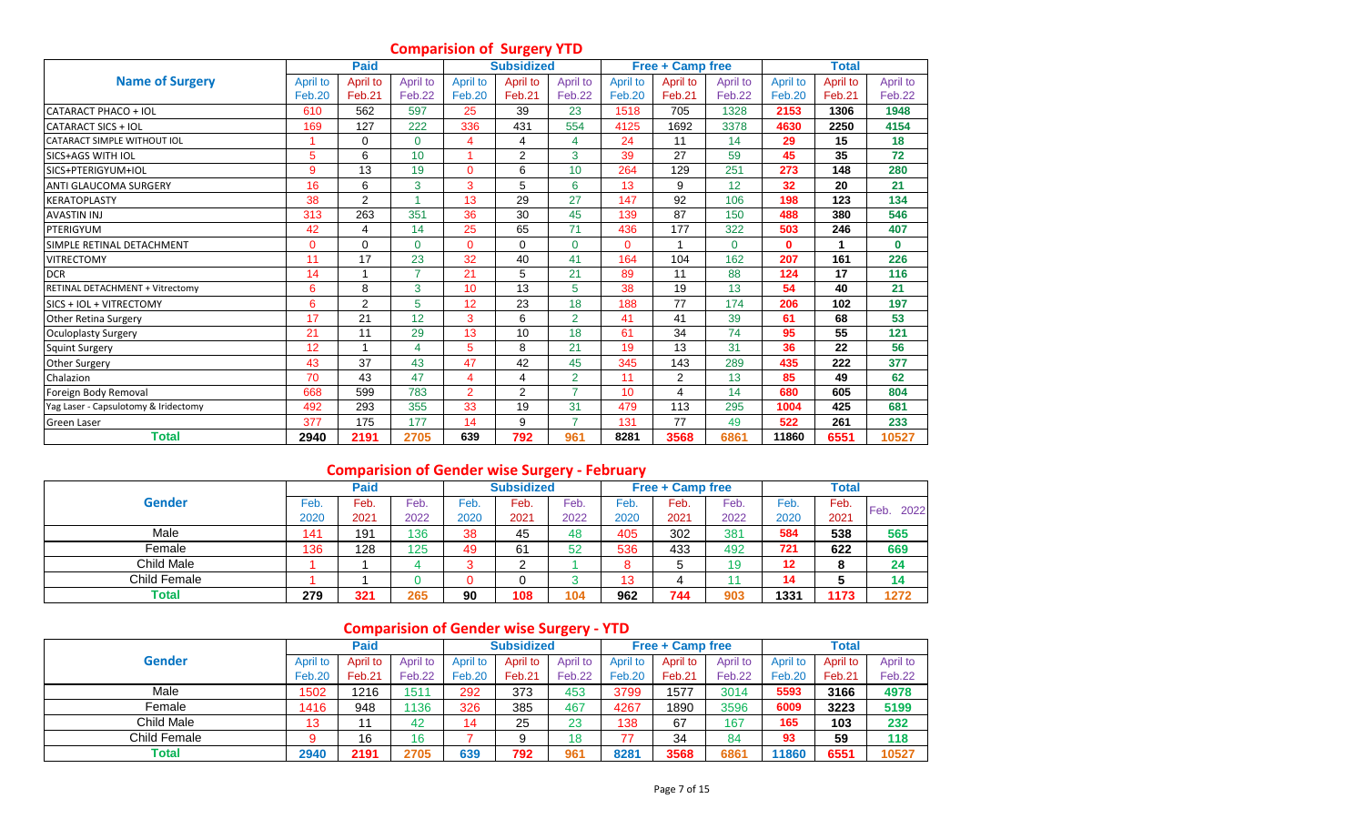## Comparision of Surgery YTD

| Name of Surgery | Paid | | | Subsidized | | | Free + Camp free | | | Total | | |
|---|---|---|---|---|---|---|---|---|---|---|---|---|
| | April to Feb.20 | April to Feb.21 | April to Feb.22 | April to Feb.20 | April to Feb.21 | April to Feb.22 | April to Feb.20 | April to Feb.21 | April to Feb.22 | April to Feb.20 | April to Feb.21 | April to Feb.22 |
| CATARACT PHACO + IOL | 610 | 562 | 597 | 25 | 39 | 23 | 1518 | 705 | 1328 | 2153 | 1306 | 1948 |
| CATARACT SICS + IOL | 169 | 127 | 222 | 336 | 431 | 554 | 4125 | 1692 | 3378 | 4630 | 2250 | 4154 |
| CATARACT SIMPLE WITHOUT IOL | 1 | 0 | 0 | 4 | 4 | 4 | 24 | 11 | 14 | 29 | 15 | 18 |
| SICS+AGS WITH IOL | 5 | 6 | 10 | 1 | 2 | 3 | 39 | 27 | 59 | 45 | 35 | 72 |
| SICS+PTERIGYUM+IOL | 9 | 13 | 19 | 0 | 6 | 10 | 264 | 129 | 251 | 273 | 148 | 280 |
| ANTI GLAUCOMA SURGERY | 16 | 6 | 3 | 3 | 5 | 6 | 13 | 9 | 12 | 32 | 20 | 21 |
| KERATOPLASTY | 38 | 2 | 1 | 13 | 29 | 27 | 147 | 92 | 106 | 198 | 123 | 134 |
| AVASTIN INJ | 313 | 263 | 351 | 36 | 30 | 45 | 139 | 87 | 150 | 488 | 380 | 546 |
| PTERIGYUM | 42 | 4 | 14 | 25 | 65 | 71 | 436 | 177 | 322 | 503 | 246 | 407 |
| SIMPLE RETINAL DETACHMENT | 0 | 0 | 0 | 0 | 0 | 0 | 0 | 1 | 0 | 0 | 1 | 0 |
| VITRECTOMY | 11 | 17 | 23 | 32 | 40 | 41 | 164 | 104 | 162 | 207 | 161 | 226 |
| DCR | 14 | 1 | 7 | 21 | 5 | 21 | 89 | 11 | 88 | 124 | 17 | 116 |
| RETINAL DETACHMENT + Vitrectomy | 6 | 8 | 3 | 10 | 13 | 5 | 38 | 19 | 13 | 54 | 40 | 21 |
| SICS + IOL + VITRECTOMY | 6 | 2 | 5 | 12 | 23 | 18 | 188 | 77 | 174 | 206 | 102 | 197 |
| Other Retina Surgery | 17 | 21 | 12 | 3 | 6 | 2 | 41 | 41 | 39 | 61 | 68 | 53 |
| Oculoplasty Surgery | 21 | 11 | 29 | 13 | 10 | 18 | 61 | 34 | 74 | 95 | 55 | 121 |
| Squint Surgery | 12 | 1 | 4 | 5 | 8 | 21 | 19 | 13 | 31 | 36 | 22 | 56 |
| Other Surgery | 43 | 37 | 43 | 47 | 42 | 45 | 345 | 143 | 289 | 435 | 222 | 377 |
| Chalazion | 70 | 43 | 47 | 4 | 4 | 2 | 11 | 2 | 13 | 85 | 49 | 62 |
| Foreign Body Removal | 668 | 599 | 783 | 2 | 2 | 7 | 10 | 4 | 14 | 680 | 605 | 804 |
| Yag Laser - Capsulotomy & Iridectomy | 492 | 293 | 355 | 33 | 19 | 31 | 479 | 113 | 295 | 1004 | 425 | 681 |
| Green Laser | 377 | 175 | 177 | 14 | 9 | 7 | 131 | 77 | 49 | 522 | 261 | 233 |
| **Total** | **2940** | **2191** | **2705** | **639** | **792** | **961** | **8281** | **3568** | **6861** | **11860** | **6551** | **10527** |

## Comparision of Gender wise Surgery - February

| Gender | Paid | | | Subsidized | | | Free + Camp free | | | Total | | |
|---|---|---|---|---|---|---|---|---|---|---|---|---|
| | Feb. 2020 | Feb. 2021 | Feb. 2022 | Feb. 2020 | Feb. 2021 | Feb. 2022 | Feb. 2020 | Feb. 2021 | Feb. 2022 | Feb. 2020 | Feb. 2021 | Feb. 2022 |
| Male | 141 | 191 | 136 | 38 | 45 | 48 | 405 | 302 | 381 | 584 | 538 | 565 |
| Female | 136 | 128 | 125 | 49 | 61 | 52 | 536 | 433 | 492 | 721 | 622 | 669 |
| Child Male | 1 | 1 | 4 | 3 | 2 | 1 | 8 | 5 | 19 | 12 | 8 | 24 |
| Child Female | 1 | 1 | 0 | 0 | 0 | 3 | 13 | 4 | 11 | 14 | 5 | 14 |
| **Total** | **279** | **321** | **265** | **90** | **108** | **104** | **962** | **744** | **903** | **1331** | **1173** | **1272** |

## Comparision of Gender wise Surgery - YTD

| Gender | Paid | | | Subsidized | | | Free + Camp free | | | Total | | |
|---|---|---|---|---|---|---|---|---|---|---|---|---|
| | April to Feb.20 | April to Feb.21 | April to Feb.22 | April to Feb.20 | April to Feb.21 | April to Feb.22 | April to Feb.20 | April to Feb.21 | April to Feb.22 | April to Feb.20 | April to Feb.21 | April to Feb.22 |
| Male | 1502 | 1216 | 1511 | 292 | 373 | 453 | 3799 | 1577 | 3014 | 5593 | 3166 | 4978 |
| Female | 1416 | 948 | 1136 | 326 | 385 | 467 | 4267 | 1890 | 3596 | 6009 | 3223 | 5199 |
| Child Male | 13 | 11 | 42 | 14 | 25 | 23 | 138 | 67 | 167 | 165 | 103 | 232 |
| Child Female | 9 | 16 | 16 | 7 | 9 | 18 | 77 | 34 | 84 | 93 | 59 | 118 |
| **Total** | **2940** | **2191** | **2705** | **639** | **792** | **961** | **8281** | **3568** | **6861** | **11860** | **6551** | **10527** |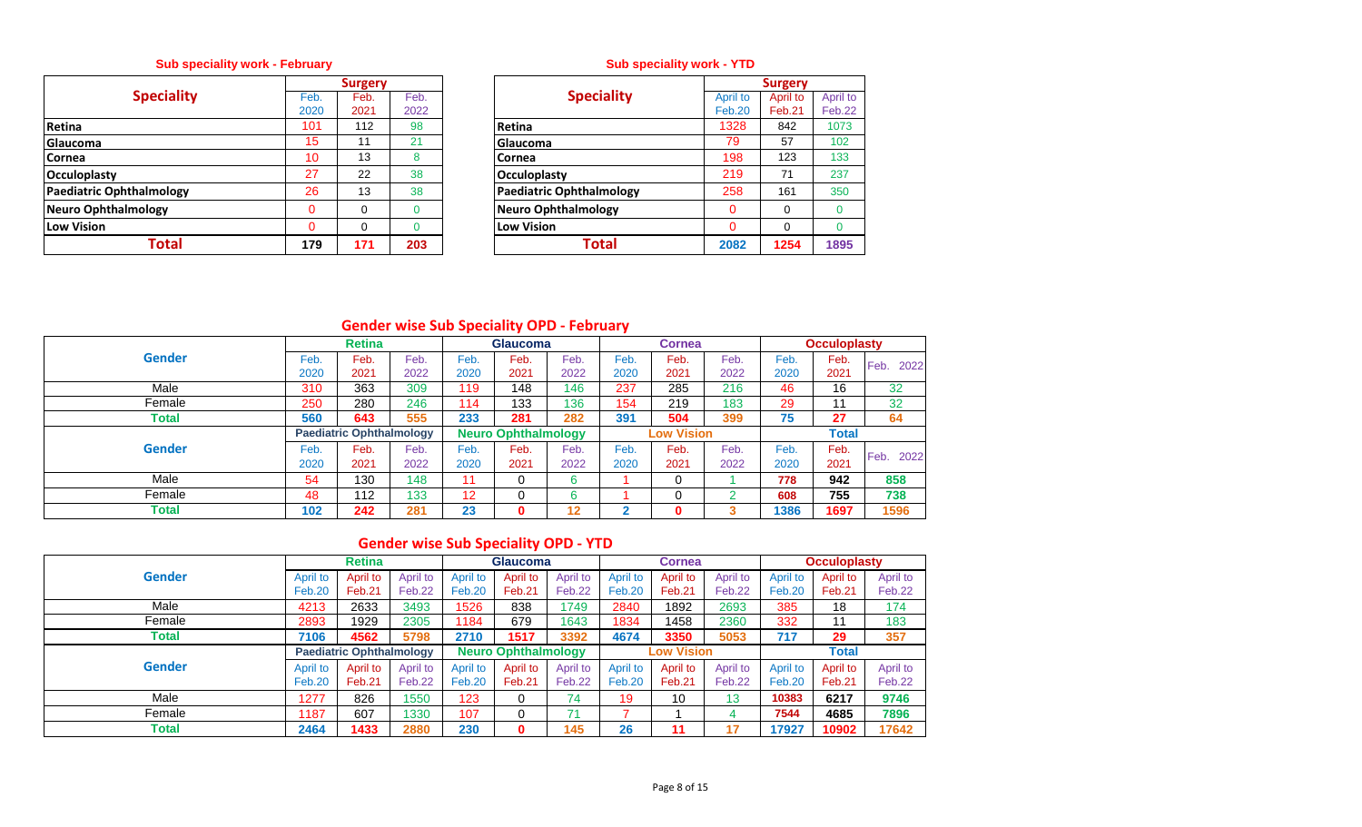## Sub speciality work - February

| Speciality | Surgery | | |
|---|---|---|---|
| | Feb. 2020 | Feb. 2021 | Feb. 2022 |
| Retina | 101 | 112 | 98 |
| Glaucoma | 15 | 11 | 21 |
| Cornea | 10 | 13 | 8 |
| Occuloplasty | 27 | 22 | 38 |
| Paediatric Ophthalmology | 26 | 13 | 38 |
| Neuro Ophthalmology | 0 | 0 | 0 |
| Low Vision | 0 | 0 | 0 |
| **Total** | **179** | **171** | **203** |

## Sub speciality work - YTD

| Speciality | Surgery | | |
|---|---|---|---|
| | April to Feb.20 | April to Feb.21 | April to Feb.22 |
| Retina | 1328 | 842 | 1073 |
| Glaucoma | 79 | 57 | 102 |
| Cornea | 198 | 123 | 133 |
| Occuloplasty | 219 | 71 | 237 |
| Paediatric Ophthalmology | 258 | 161 | 350 |
| Neuro Ophthalmology | 0 | 0 | 0 |
| Low Vision | 0 | 0 | 0 |
| **Total** | **2082** | **1254** | **1895** |

## Gender wise Sub Speciality OPD - February

| Gender | Retina | | | Glaucoma | | | Cornea | | | Occuloplasty | | |
|---|---|---|---|---|---|---|---|---|---|---|---|---|
| | Feb. 2020 | Feb. 2021 | Feb. 2022 | Feb. 2020 | Feb. 2021 | Feb. 2022 | Feb. 2020 | Feb. 2021 | Feb. 2022 | Feb. 2020 | Feb. 2021 | Feb. 2022 |
| Male | 310 | 363 | 309 | 119 | 148 | 146 | 237 | 285 | 216 | 46 | 16 | 32 |
| Female | 250 | 280 | 246 | 114 | 133 | 136 | 154 | 219 | 183 | 29 | 11 | 32 |
| **Total** | **560** | **643** | **555** | **233** | **281** | **282** | **391** | **504** | **399** | **75** | **27** | **64** |
| **Gender** | **Paediatric Ophthalmology** | | | **Neuro Ophthalmology** | | | **Low Vision** | | | **Total** | | |
| | Feb. 2020 | Feb. 2021 | Feb. 2022 | Feb. 2020 | Feb. 2021 | Feb. 2022 | Feb. 2020 | Feb. 2021 | Feb. 2022 | Feb. 2020 | Feb. 2021 | Feb. 2022 |
| Male | 54 | 130 | 148 | 11 | 0 | 6 | 1 | 0 | 1 | 778 | 942 | 858 |
| Female | 48 | 112 | 133 | 12 | 0 | 6 | 1 | 0 | 2 | 608 | 755 | 738 |
| **Total** | **102** | **242** | **281** | **23** | **0** | **12** | **2** | **0** | **3** | **1386** | **1697** | **1596** |

## Gender wise Sub Speciality OPD - YTD

| Gender | Retina | | | Glaucoma | | | Cornea | | | Occuloplasty | | |
|---|---|---|---|---|---|---|---|---|---|---|---|---|
| | April to Feb.20 | April to Feb.21 | April to Feb.22 | April to Feb.20 | April to Feb.21 | April to Feb.22 | April to Feb.20 | April to Feb.21 | April to Feb.22 | April to Feb.20 | April to Feb.21 | April to Feb.22 |
| Male | 4213 | 2633 | 3493 | 1526 | 838 | 1749 | 2840 | 1892 | 2693 | 385 | 18 | 174 |
| Female | 2893 | 1929 | 2305 | 1184 | 679 | 1643 | 1834 | 1458 | 2360 | 332 | 11 | 183 |
| **Total** | **7106** | **4562** | **5798** | **2710** | **1517** | **3392** | **4674** | **3350** | **5053** | **717** | **29** | **357** |
| **Gender** | **Paediatric Ophthalmology** | | | **Neuro Ophthalmology** | | | **Low Vision** | | | **Total** | | |
| | April to Feb.20 | April to Feb.21 | April to Feb.22 | April to Feb.20 | April to Feb.21 | April to Feb.22 | April to Feb.20 | April to Feb.21 | April to Feb.22 | April to Feb.20 | April to Feb.21 | April to Feb.22 |
| Male | 1277 | 826 | 1550 | 123 | 0 | 74 | 19 | 10 | 13 | 10383 | 6217 | 9746 |
| Female | 1187 | 607 | 1330 | 107 | 0 | 71 | 7 | 1 | 4 | 7544 | 4685 | 7896 |
| **Total** | **2464** | **1433** | **2880** | **230** | **0** | **145** | **26** | **11** | **17** | **17927** | **10902** | **17642** |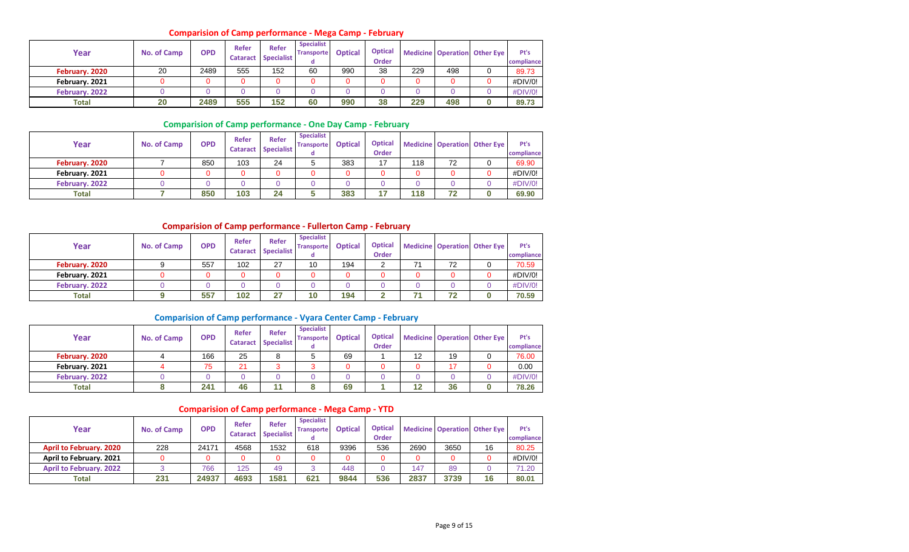## Comparision of Camp performance - Mega Camp - February

| Year | No. of Camp | OPD | Refer Cataract | Refer Specialist | Specialist Transported | Optical | Optical Order | Medicine | Operation | Other Eye | Pt's compliance |
|---|---|---|---|---|---|---|---|---|---|---|---|
| February. 2020 | 20 | 2489 | 555 | 152 | 60 | 990 | 38 | 229 | 498 | 0 | 89.73 |
| February. 2021 | 0 | 0 | 0 | 0 | 0 | 0 | 0 | 0 | 0 | 0 | #DIV/0! |
| February. 2022 | 0 | 0 | 0 | 0 | 0 | 0 | 0 | 0 | 0 | 0 | #DIV/0! |
| Total | 20 | 2489 | 555 | 152 | 60 | 990 | 38 | 229 | 498 | 0 | 89.73 |

## Comparision of Camp performance - One Day Camp - February

| Year | No. of Camp | OPD | Refer Cataract | Refer Specialist | Specialist Transported | Optical | Optical Order | Medicine | Operation | Other Eye | Pt's compliance |
|---|---|---|---|---|---|---|---|---|---|---|---|
| February. 2020 | 7 | 850 | 103 | 24 | 5 | 383 | 17 | 118 | 72 | 0 | 69.90 |
| February. 2021 | 0 | 0 | 0 | 0 | 0 | 0 | 0 | 0 | 0 | 0 | #DIV/0! |
| February. 2022 | 0 | 0 | 0 | 0 | 0 | 0 | 0 | 0 | 0 | 0 | #DIV/0! |
| Total | 7 | 850 | 103 | 24 | 5 | 383 | 17 | 118 | 72 | 0 | 69.90 |

## Comparision of Camp performance - Fullerton Camp - February

| Year | No. of Camp | OPD | Refer Cataract | Refer Specialist | Specialist Transported | Optical | Optical Order | Medicine | Operation | Other Eye | Pt's compliance |
|---|---|---|---|---|---|---|---|---|---|---|---|
| February. 2020 | 9 | 557 | 102 | 27 | 10 | 194 | 2 | 71 | 72 | 0 | 70.59 |
| February. 2021 | 0 | 0 | 0 | 0 | 0 | 0 | 0 | 0 | 0 | 0 | #DIV/0! |
| February. 2022 | 0 | 0 | 0 | 0 | 0 | 0 | 0 | 0 | 0 | 0 | #DIV/0! |
| Total | 9 | 557 | 102 | 27 | 10 | 194 | 2 | 71 | 72 | 0 | 70.59 |

## Comparision of Camp performance - Vyara Center Camp - February

| Year | No. of Camp | OPD | Refer Cataract | Refer Specialist | Specialist Transported | Optical | Optical Order | Medicine | Operation | Other Eye | Pt's compliance |
|---|---|---|---|---|---|---|---|---|---|---|---|
| February. 2020 | 4 | 166 | 25 | 8 | 5 | 69 | 1 | 12 | 19 | 0 | 76.00 |
| February. 2021 | 4 | 75 | 21 | 3 | 3 | 0 | 0 | 0 | 17 | 0 | 0.00 |
| February. 2022 | 0 | 0 | 0 | 0 | 0 | 0 | 0 | 0 | 0 | 0 | #DIV/0! |
| Total | 8 | 241 | 46 | 11 | 8 | 69 | 1 | 12 | 36 | 0 | 78.26 |

## Comparision of Camp performance - Mega Camp - YTD

| Year | No. of Camp | OPD | Refer Cataract | Refer Specialist | Specialist Transported | Optical | Optical Order | Medicine | Operation | Other Eye | Pt's compliance |
|---|---|---|---|---|---|---|---|---|---|---|---|
| April to February. 2020 | 228 | 24171 | 4568 | 1532 | 618 | 9396 | 536 | 2690 | 3650 | 16 | 80.25 |
| April to February. 2021 | 0 | 0 | 0 | 0 | 0 | 0 | 0 | 0 | 0 | 0 | #DIV/0! |
| April to February. 2022 | 3 | 766 | 125 | 49 | 3 | 448 | 0 | 147 | 89 | 0 | 71.20 |
| Total | 231 | 24937 | 4693 | 1581 | 621 | 9844 | 536 | 2837 | 3739 | 16 | 80.01 |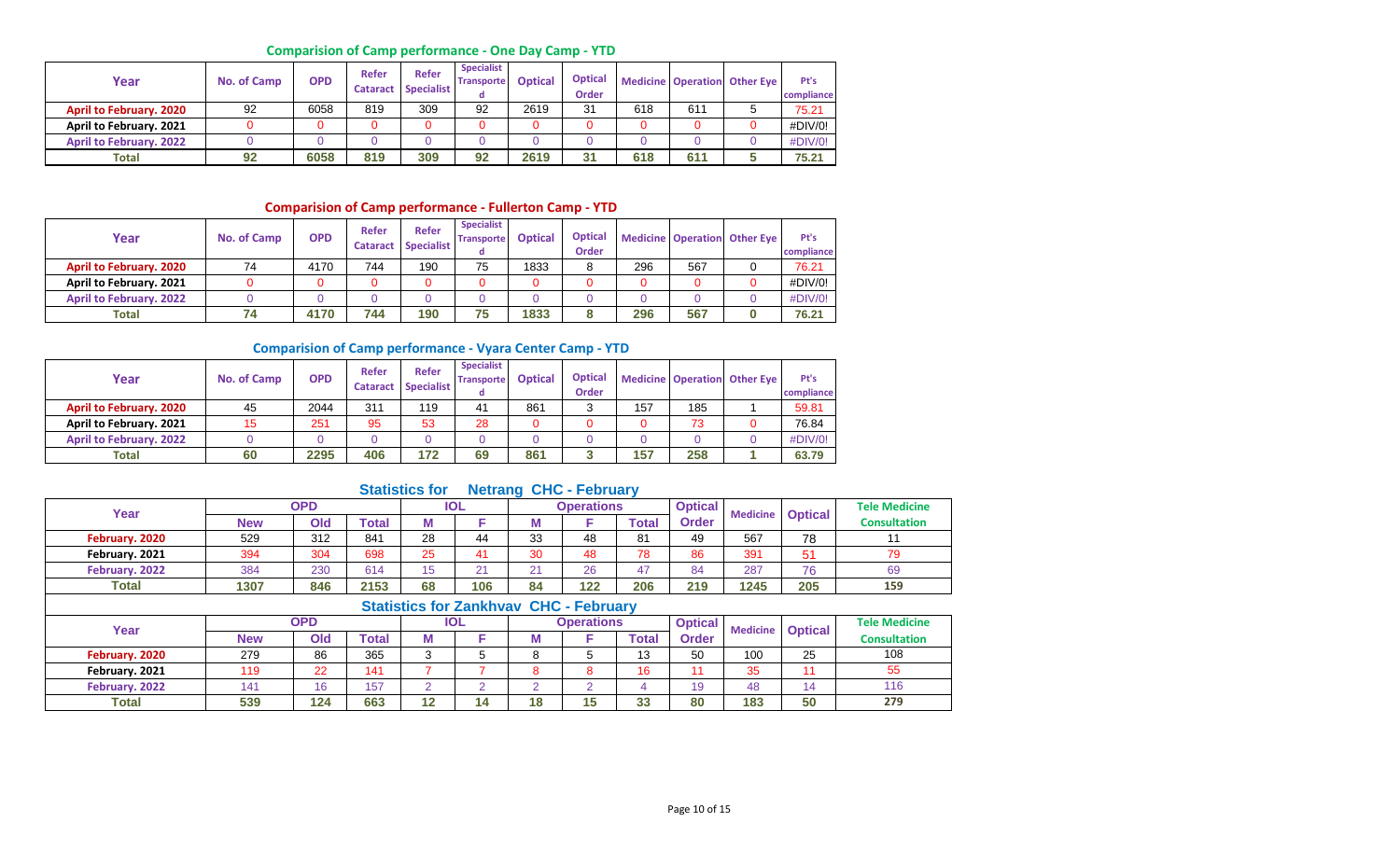## Comparision of Camp performance - One Day Camp - YTD

| Year | No. of Camp | OPD | Refer Cataract | Refer Specialist | Specialist Transported | Optical | Optical Order | Medicine | Operation | Other Eye | Pt's compliance |
|---|---|---|---|---|---|---|---|---|---|---|---|
| April to February. 2020 | 92 | 6058 | 819 | 309 | 92 | 2619 | 31 | 618 | 611 | 5 | 75.21 |
| April to February. 2021 | 0 | 0 | 0 | 0 | 0 | 0 | 0 | 0 | 0 | 0 | #DIV/0! |
| April to February. 2022 | 0 | 0 | 0 | 0 | 0 | 0 | 0 | 0 | 0 | 0 | #DIV/0! |
| Total | 92 | 6058 | 819 | 309 | 92 | 2619 | 31 | 618 | 611 | 5 | 75.21 |

## Comparision of Camp performance - Fullerton Camp - YTD

| Year | No. of Camp | OPD | Refer Cataract | Refer Specialist | Specialist Transported | Optical | Optical Order | Medicine | Operation | Other Eye | Pt's compliance |
|---|---|---|---|---|---|---|---|---|---|---|---|
| April to February. 2020 | 74 | 4170 | 744 | 190 | 75 | 1833 | 8 | 296 | 567 | 0 | 76.21 |
| April to February. 2021 | 0 | 0 | 0 | 0 | 0 | 0 | 0 | 0 | 0 | 0 | #DIV/0! |
| April to February. 2022 | 0 | 0 | 0 | 0 | 0 | 0 | 0 | 0 | 0 | 0 | #DIV/0! |
| Total | 74 | 4170 | 744 | 190 | 75 | 1833 | 8 | 296 | 567 | 0 | 76.21 |

## Comparision of Camp performance - Vyara Center Camp - YTD

| Year | No. of Camp | OPD | Refer Cataract | Refer Specialist | Specialist Transported | Optical | Optical Order | Medicine | Operation | Other Eye | Pt's compliance |
|---|---|---|---|---|---|---|---|---|---|---|---|
| April to February. 2020 | 45 | 2044 | 311 | 119 | 41 | 861 | 3 | 157 | 185 | 1 | 59.81 |
| April to February. 2021 | 15 | 251 | 95 | 53 | 28 | 0 | 0 | 0 | 73 | 0 | 76.84 |
| April to February. 2022 | 0 | 0 | 0 | 0 | 0 | 0 | 0 | 0 | 0 | 0 | #DIV/0! |
| Total | 60 | 2295 | 406 | 172 | 69 | 861 | 3 | 157 | 258 | 1 | 63.79 |

## Statistics for Netrang CHC - February

| Year | OPD | | | IOL | | Operations | | | Optical Order | Medicine | Optical | Tele Medicine Consultation |
|---|---|---|---|---|---|---|---|---|---|---|---|---|
| | New | Old | Total | M | F | M | F | Total | | | | |
| February. 2020 | 529 | 312 | 841 | 28 | 44 | 33 | 48 | 81 | 49 | 567 | 78 | 11 |
| February. 2021 | 394 | 304 | 698 | 25 | 41 | 30 | 48 | 78 | 86 | 391 | 51 | 79 |
| February. 2022 | 384 | 230 | 614 | 15 | 21 | 21 | 26 | 47 | 84 | 287 | 76 | 69 |
| Total | 1307 | 846 | 2153 | 68 | 106 | 84 | 122 | 206 | 219 | 1245 | 205 | 159 |

## Statistics for Zankhvav CHC - February

| Year | OPD | | | IOL | | Operations | | | Optical Order | Medicine | Optical | Tele Medicine Consultation |
|---|---|---|---|---|---|---|---|---|---|---|---|---|
| | New | Old | Total | M | F | M | F | Total | | | | |
| February. 2020 | 279 | 86 | 365 | 3 | 5 | 8 | 5 | 13 | 50 | 100 | 25 | 108 |
| February. 2021 | 119 | 22 | 141 | 7 | 7 | 8 | 8 | 16 | 11 | 35 | 11 | 55 |
| February. 2022 | 141 | 16 | 157 | 2 | 2 | 2 | 2 | 4 | 19 | 48 | 14 | 116 |
| Total | 539 | 124 | 663 | 12 | 14 | 18 | 15 | 33 | 80 | 183 | 50 | 279 |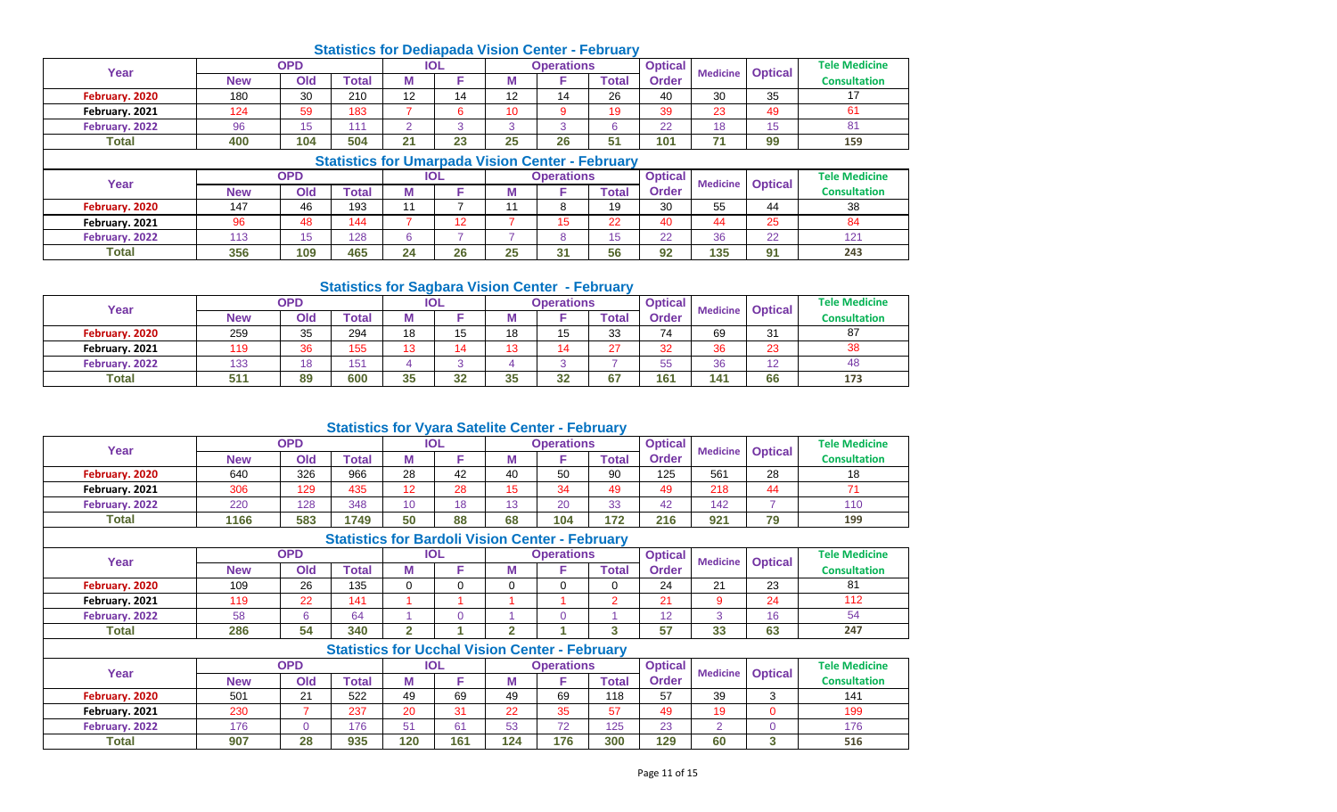### Statistics for Dediapada Vision Center - February

| Year | OPD | | | IOL | | Operations | | | Optical Order | Medicine | Optical | Tele Medicine Consultation |
|---|---|---|---|---|---|---|---|---|---|---|---|---|
| | New | Old | Total | M | F | M | F | Total | | | | |
| February. 2020 | 180 | 30 | 210 | 12 | 14 | 12 | 14 | 26 | 40 | 30 | 35 | 17 |
| February. 2021 | 124 | 59 | 183 | 7 | 6 | 10 | 9 | 19 | 39 | 23 | 49 | 61 |
| February. 2022 | 96 | 15 | 111 | 2 | 3 | 3 | 3 | 6 | 22 | 18 | 15 | 81 |
| Total | 400 | 104 | 504 | 21 | 23 | 25 | 26 | 51 | 101 | 71 | 99 | 159 |

### Statistics for Umarpada Vision Center - February

| Year | OPD | | | IOL | | Operations | | | Optical Order | Medicine | Optical | Tele Medicine Consultation |
|---|---|---|---|---|---|---|---|---|---|---|---|---|
| | New | Old | Total | M | F | M | F | Total | | | | |
| February. 2020 | 147 | 46 | 193 | 11 | 7 | 11 | 8 | 19 | 30 | 55 | 44 | 38 |
| February. 2021 | 96 | 48 | 144 | 7 | 12 | 7 | 15 | 22 | 40 | 44 | 25 | 84 |
| February. 2022 | 113 | 15 | 128 | 6 | 7 | 7 | 8 | 15 | 22 | 36 | 22 | 121 |
| Total | 356 | 109 | 465 | 24 | 26 | 25 | 31 | 56 | 92 | 135 | 91 | 243 |

### Statistics for Sagbara Vision Center - February

| Year | OPD | | | IOL | | Operations | | | Optical Order | Medicine | Optical | Tele Medicine Consultation |
|---|---|---|---|---|---|---|---|---|---|---|---|---|
| | New | Old | Total | M | F | M | F | Total | | | | |
| February. 2020 | 259 | 35 | 294 | 18 | 15 | 18 | 15 | 33 | 74 | 69 | 31 | 87 |
| February. 2021 | 119 | 36 | 155 | 13 | 14 | 13 | 14 | 27 | 32 | 36 | 23 | 38 |
| February. 2022 | 133 | 18 | 151 | 4 | 3 | 4 | 3 | 7 | 55 | 36 | 12 | 48 |
| Total | 511 | 89 | 600 | 35 | 32 | 35 | 32 | 67 | 161 | 141 | 66 | 173 |

### Statistics for Vyara Satelite Center - February

| Year | OPD | | | IOL | | Operations | | | Optical Order | Medicine | Optical | Tele Medicine Consultation |
|---|---|---|---|---|---|---|---|---|---|---|---|---|
| | New | Old | Total | M | F | M | F | Total | | | | |
| February. 2020 | 640 | 326 | 966 | 28 | 42 | 40 | 50 | 90 | 125 | 561 | 28 | 18 |
| February. 2021 | 306 | 129 | 435 | 12 | 28 | 15 | 34 | 49 | 49 | 218 | 44 | 71 |
| February. 2022 | 220 | 128 | 348 | 10 | 18 | 13 | 20 | 33 | 42 | 142 | 7 | 110 |
| Total | 1166 | 583 | 1749 | 50 | 88 | 68 | 104 | 172 | 216 | 921 | 79 | 199 |

### Statistics for Bardoli Vision Center - February

| Year | OPD | | | IOL | | Operations | | | Optical Order | Medicine | Optical | Tele Medicine Consultation |
|---|---|---|---|---|---|---|---|---|---|---|---|---|
| | New | Old | Total | M | F | M | F | Total | | | | |
| February. 2020 | 109 | 26 | 135 | 0 | 0 | 0 | 0 | 0 | 24 | 21 | 23 | 81 |
| February. 2021 | 119 | 22 | 141 | 1 | 1 | 1 | 1 | 2 | 21 | 9 | 24 | 112 |
| February. 2022 | 58 | 6 | 64 | 1 | 0 | 1 | 0 | 1 | 12 | 3 | 16 | 54 |
| Total | 286 | 54 | 340 | 2 | 1 | 2 | 1 | 3 | 57 | 33 | 63 | 247 |

### Statistics for Ucchal Vision Center - February

| Year | OPD | | | IOL | | Operations | | | Optical Order | Medicine | Optical | Tele Medicine Consultation |
|---|---|---|---|---|---|---|---|---|---|---|---|---|
| | New | Old | Total | M | F | M | F | Total | | | | |
| February. 2020 | 501 | 21 | 522 | 49 | 69 | 49 | 69 | 118 | 57 | 39 | 3 | 141 |
| February. 2021 | 230 | 7 | 237 | 20 | 31 | 22 | 35 | 57 | 49 | 19 | 0 | 199 |
| February. 2022 | 176 | 0 | 176 | 51 | 61 | 53 | 72 | 125 | 23 | 2 | 0 | 176 |
| Total | 907 | 28 | 935 | 120 | 161 | 124 | 176 | 300 | 129 | 60 | 3 | 516 |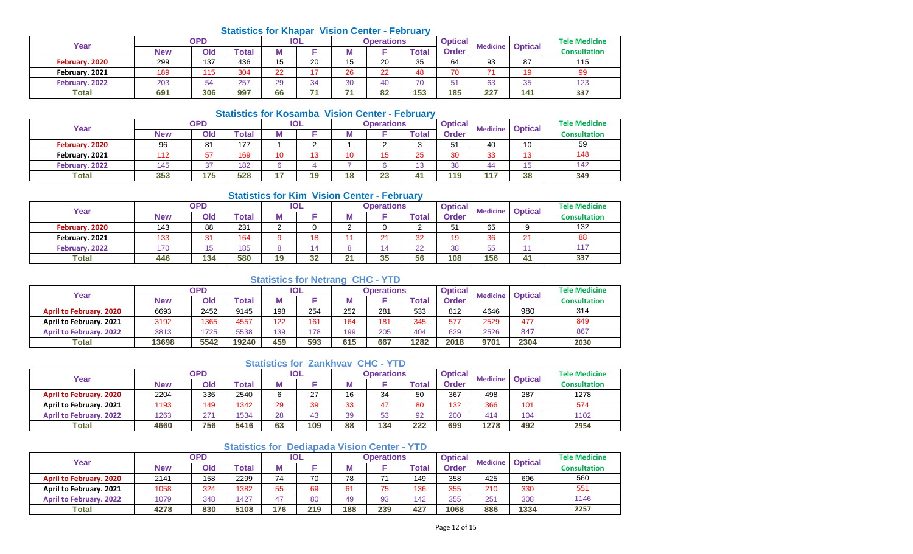### Statistics for Khapar Vision Center - February

| Year | OPD | | | IOL | | Operations | | | Optical Order | Medicine | Optical | Tele Medicine Consultation |
|---|---|---|---|---|---|---|---|---|---|---|---|---|
| | New | Old | Total | M | F | M | F | Total | | | | |
| February. 2020 | 299 | 137 | 436 | 15 | 20 | 15 | 20 | 35 | 64 | 93 | 87 | 115 |
| February. 2021 | 189 | 115 | 304 | 22 | 17 | 26 | 22 | 48 | 70 | 71 | 19 | 99 |
| February. 2022 | 203 | 54 | 257 | 29 | 34 | 30 | 40 | 70 | 51 | 63 | 35 | 123 |
| Total | 691 | 306 | 997 | 66 | 71 | 71 | 82 | 153 | 185 | 227 | 141 | 337 |

### Statistics for Kosamba Vision Center - February

| Year | OPD | | | IOL | | Operations | | | Optical Order | Medicine | Optical | Tele Medicine Consultation |
|---|---|---|---|---|---|---|---|---|---|---|---|---|
| | New | Old | Total | M | F | M | F | Total | | | | |
| February. 2020 | 96 | 81 | 177 | 1 | 2 | 1 | 2 | 3 | 51 | 40 | 10 | 59 |
| February. 2021 | 112 | 57 | 169 | 10 | 13 | 10 | 15 | 25 | 30 | 33 | 13 | 148 |
| February. 2022 | 145 | 37 | 182 | 6 | 4 | 7 | 6 | 13 | 38 | 44 | 15 | 142 |
| Total | 353 | 175 | 528 | 17 | 19 | 18 | 23 | 41 | 119 | 117 | 38 | 349 |

### Statistics for Kim Vision Center - February

| Year | OPD | | | IOL | | Operations | | | Optical Order | Medicine | Optical | Tele Medicine Consultation |
|---|---|---|---|---|---|---|---|---|---|---|---|---|
| | New | Old | Total | M | F | M | F | Total | | | | |
| February. 2020 | 143 | 88 | 231 | 2 | 0 | 2 | 0 | 2 | 51 | 65 | 9 | 132 |
| February. 2021 | 133 | 31 | 164 | 9 | 18 | 11 | 21 | 32 | 19 | 36 | 21 | 88 |
| February. 2022 | 170 | 15 | 185 | 8 | 14 | 8 | 14 | 22 | 38 | 55 | 11 | 117 |
| Total | 446 | 134 | 580 | 19 | 32 | 21 | 35 | 56 | 108 | 156 | 41 | 337 |

### Statistics for Netrang CHC - YTD

| Year | OPD | | | IOL | | Operations | | | Optical Order | Medicine | Optical | Tele Medicine Consultation |
|---|---|---|---|---|---|---|---|---|---|---|---|---|
| | New | Old | Total | M | F | M | F | Total | | | | |
| April to February. 2020 | 6693 | 2452 | 9145 | 198 | 254 | 252 | 281 | 533 | 812 | 4646 | 980 | 314 |
| April to February. 2021 | 3192 | 1365 | 4557 | 122 | 161 | 164 | 181 | 345 | 577 | 2529 | 477 | 849 |
| April to February. 2022 | 3813 | 1725 | 5538 | 139 | 178 | 199 | 205 | 404 | 629 | 2526 | 847 | 867 |
| Total | 13698 | 5542 | 19240 | 459 | 593 | 615 | 667 | 1282 | 2018 | 9701 | 2304 | 2030 |

### Statistics for Zankhvav CHC - YTD

| Year | OPD | | | IOL | | Operations | | | Optical Order | Medicine | Optical | Tele Medicine Consultation |
|---|---|---|---|---|---|---|---|---|---|---|---|---|
| | New | Old | Total | M | F | M | F | Total | | | | |
| April to February. 2020 | 2204 | 336 | 2540 | 6 | 27 | 16 | 34 | 50 | 367 | 498 | 287 | 1278 |
| April to February. 2021 | 1193 | 149 | 1342 | 29 | 39 | 33 | 47 | 80 | 132 | 366 | 101 | 574 |
| April to February. 2022 | 1263 | 271 | 1534 | 28 | 43 | 39 | 53 | 92 | 200 | 414 | 104 | 1102 |
| Total | 4660 | 756 | 5416 | 63 | 109 | 88 | 134 | 222 | 699 | 1278 | 492 | 2954 |

### Statistics for Dediapada Vision Center - YTD

| Year | OPD | | | IOL | | Operations | | | Optical Order | Medicine | Optical | Tele Medicine Consultation |
|---|---|---|---|---|---|---|---|---|---|---|---|---|
| | New | Old | Total | M | F | M | F | Total | | | | |
| April to February. 2020 | 2141 | 158 | 2299 | 74 | 70 | 78 | 71 | 149 | 358 | 425 | 696 | 560 |
| April to February. 2021 | 1058 | 324 | 1382 | 55 | 69 | 61 | 75 | 136 | 355 | 210 | 330 | 551 |
| April to February. 2022 | 1079 | 348 | 1427 | 47 | 80 | 49 | 93 | 142 | 355 | 251 | 308 | 1146 |
| Total | 4278 | 830 | 5108 | 176 | 219 | 188 | 239 | 427 | 1068 | 886 | 1334 | 2257 |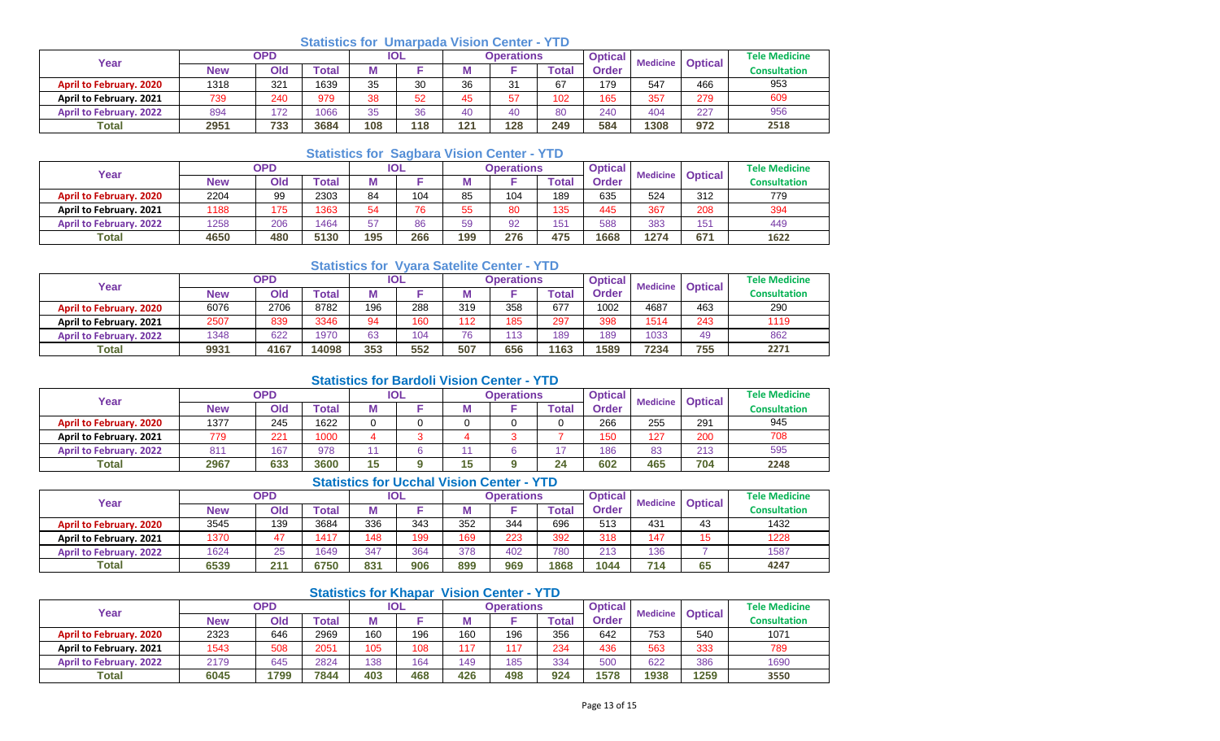## Statistics for Umarpada Vision Center - YTD

| Year | OPD | | | IOL | | Operations | | | Optical Order | Medicine | Optical | Tele Medicine Consultation |
|---|---|---|---|---|---|---|---|---|---|---|---|---|
| | New | Old | Total | M | F | M | F | Total | | | | |
| April to February. 2020 | 1318 | 321 | 1639 | 35 | 30 | 36 | 31 | 67 | 179 | 547 | 466 | 953 |
| April to February. 2021 | 739 | 240 | 979 | 38 | 52 | 45 | 57 | 102 | 165 | 357 | 279 | 609 |
| April to February. 2022 | 894 | 172 | 1066 | 35 | 36 | 40 | 40 | 80 | 240 | 404 | 227 | 956 |
| Total | 2951 | 733 | 3684 | 108 | 118 | 121 | 128 | 249 | 584 | 1308 | 972 | 2518 |

## Statistics for Sagbara Vision Center - YTD

| Year | OPD | | | IOL | | Operations | | | Optical Order | Medicine | Optical | Tele Medicine Consultation |
|---|---|---|---|---|---|---|---|---|---|---|---|---|
| | New | Old | Total | M | F | M | F | Total | | | | |
| April to February. 2020 | 2204 | 99 | 2303 | 84 | 104 | 85 | 104 | 189 | 635 | 524 | 312 | 779 |
| April to February. 2021 | 1188 | 175 | 1363 | 54 | 76 | 55 | 80 | 135 | 445 | 367 | 208 | 394 |
| April to February. 2022 | 1258 | 206 | 1464 | 57 | 86 | 59 | 92 | 151 | 588 | 383 | 151 | 449 |
| Total | 4650 | 480 | 5130 | 195 | 266 | 199 | 276 | 475 | 1668 | 1274 | 671 | 1622 |

## Statistics for Vyara Satelite Center - YTD

| Year | OPD | | | IOL | | Operations | | | Optical Order | Medicine | Optical | Tele Medicine Consultation |
|---|---|---|---|---|---|---|---|---|---|---|---|---|
| | New | Old | Total | M | F | M | F | Total | | | | |
| April to February. 2020 | 6076 | 2706 | 8782 | 196 | 288 | 319 | 358 | 677 | 1002 | 4687 | 463 | 290 |
| April to February. 2021 | 2507 | 839 | 3346 | 94 | 160 | 112 | 185 | 297 | 398 | 1514 | 243 | 1119 |
| April to February. 2022 | 1348 | 622 | 1970 | 63 | 104 | 76 | 113 | 189 | 189 | 1033 | 49 | 862 |
| Total | 9931 | 4167 | 14098 | 353 | 552 | 507 | 656 | 1163 | 1589 | 7234 | 755 | 2271 |

## Statistics for Bardoli Vision Center - YTD

| Year | OPD | | | IOL | | Operations | | | Optical Order | Medicine | Optical | Tele Medicine Consultation |
|---|---|---|---|---|---|---|---|---|---|---|---|---|
| | New | Old | Total | M | F | M | F | Total | | | | |
| April to February. 2020 | 1377 | 245 | 1622 | 0 | 0 | 0 | 0 | 0 | 266 | 255 | 291 | 945 |
| April to February. 2021 | 779 | 221 | 1000 | 4 | 3 | 4 | 3 | 7 | 150 | 127 | 200 | 708 |
| April to February. 2022 | 811 | 167 | 978 | 11 | 6 | 11 | 6 | 17 | 186 | 83 | 213 | 595 |
| Total | 2967 | 633 | 3600 | 15 | 9 | 15 | 9 | 24 | 602 | 465 | 704 | 2248 |

## Statistics for Ucchal Vision Center - YTD

| Year | OPD | | | IOL | | Operations | | | Optical Order | Medicine | Optical | Tele Medicine Consultation |
|---|---|---|---|---|---|---|---|---|---|---|---|---|
| | New | Old | Total | M | F | M | F | Total | | | | |
| April to February. 2020 | 3545 | 139 | 3684 | 336 | 343 | 352 | 344 | 696 | 513 | 431 | 43 | 1432 |
| April to February. 2021 | 1370 | 47 | 1417 | 148 | 199 | 169 | 223 | 392 | 318 | 147 | 15 | 1228 |
| April to February. 2022 | 1624 | 25 | 1649 | 347 | 364 | 378 | 402 | 780 | 213 | 136 | 7 | 1587 |
| Total | 6539 | 211 | 6750 | 831 | 906 | 899 | 969 | 1868 | 1044 | 714 | 65 | 4247 |

## Statistics for Khapar Vision Center - YTD

| Year | OPD | | | IOL | | Operations | | | Optical Order | Medicine | Optical | Tele Medicine Consultation |
|---|---|---|---|---|---|---|---|---|---|---|---|---|
| | New | Old | Total | M | F | M | F | Total | | | | |
| April to February. 2020 | 2323 | 646 | 2969 | 160 | 196 | 160 | 196 | 356 | 642 | 753 | 540 | 1071 |
| April to February. 2021 | 1543 | 508 | 2051 | 105 | 108 | 117 | 117 | 234 | 436 | 563 | 333 | 789 |
| April to February. 2022 | 2179 | 645 | 2824 | 138 | 164 | 149 | 185 | 334 | 500 | 622 | 386 | 1690 |
| Total | 6045 | 1799 | 7844 | 403 | 468 | 426 | 498 | 924 | 1578 | 1938 | 1259 | 3550 |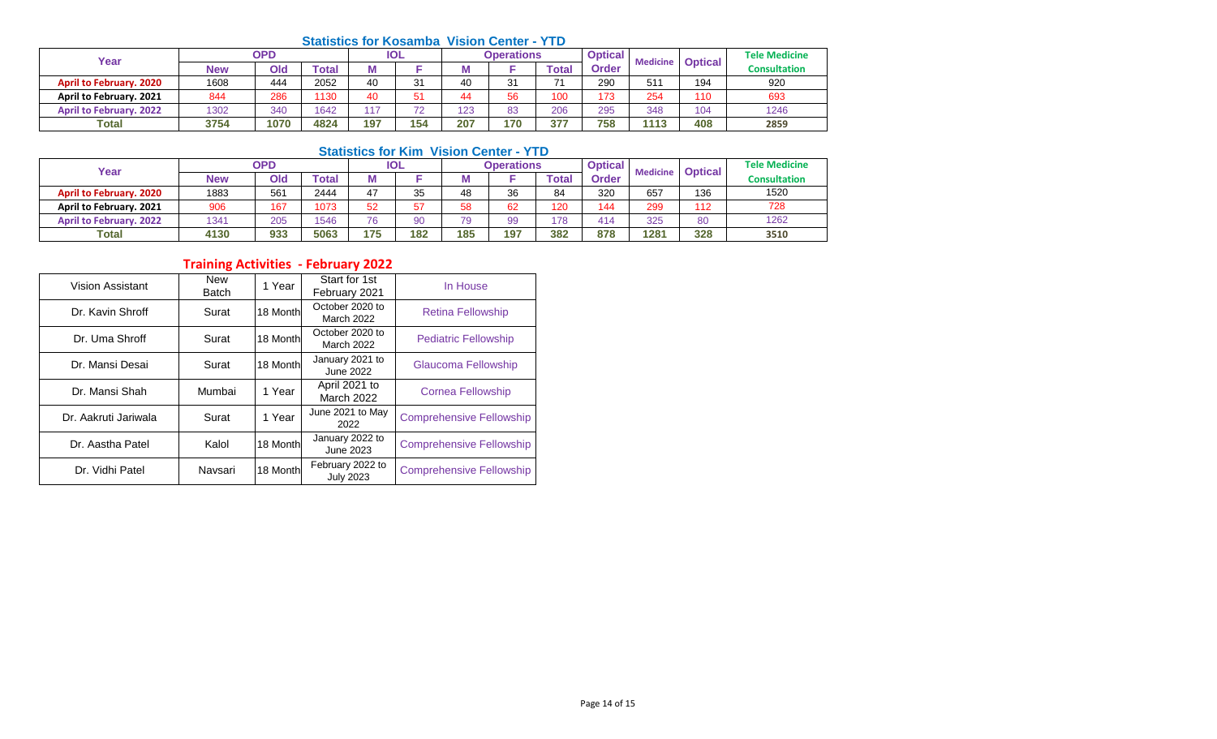## Statistics for Kosamba Vision Center - YTD

| Year | OPD | | | IOL | | Operations | | | Optical Order | Medicine | Optical | Tele Medicine Consultation |
|---|---|---|---|---|---|---|---|---|---|---|---|---|
| | New | Old | Total | M | F | M | F | Total | | | | |
| April to February. 2020 | 1608 | 444 | 2052 | 40 | 31 | 40 | 31 | 71 | 290 | 511 | 194 | 920 |
| April to February. 2021 | 844 | 286 | 1130 | 40 | 51 | 44 | 56 | 100 | 173 | 254 | 110 | 693 |
| April to February. 2022 | 1302 | 340 | 1642 | 117 | 72 | 123 | 83 | 206 | 295 | 348 | 104 | 1246 |
| Total | 3754 | 1070 | 4824 | 197 | 154 | 207 | 170 | 377 | 758 | 1113 | 408 | 2859 |

## Statistics for Kim Vision Center - YTD

| Year | OPD | | | IOL | | Operations | | | Optical Order | Medicine | Optical | Tele Medicine Consultation |
|---|---|---|---|---|---|---|---|---|---|---|---|---|
| | New | Old | Total | M | F | M | F | Total | | | | |
| April to February. 2020 | 1883 | 561 | 2444 | 47 | 35 | 48 | 36 | 84 | 320 | 657 | 136 | 1520 |
| April to February. 2021 | 906 | 167 | 1073 | 52 | 57 | 58 | 62 | 120 | 144 | 299 | 112 | 728 |
| April to February. 2022 | 1341 | 205 | 1546 | 76 | 90 | 79 | 99 | 178 | 414 | 325 | 80 | 1262 |
| Total | 4130 | 933 | 5063 | 175 | 182 | 185 | 197 | 382 | 878 | 1281 | 328 | 3510 |

## Training Activities - February 2022

| | | | | |
|---|---|---|---|---|
| Vision Assistant | New Batch | 1 Year | Start for 1st February 2021 | In House |
| Dr. Kavin Shroff | Surat | 18 Month | October 2020 to March 2022 | Retina Fellowship |
| Dr. Uma Shroff | Surat | 18 Month | October 2020 to March 2022 | Pediatric Fellowship |
| Dr. Mansi Desai | Surat | 18 Month | January 2021 to June 2022 | Glaucoma Fellowship |
| Dr. Mansi Shah | Mumbai | 1 Year | April 2021 to March 2022 | Cornea Fellowship |
| Dr. Aakruti Jariwala | Surat | 1 Year | June 2021 to May 2022 | Comprehensive Fellowship |
| Dr. Aastha Patel | Kalol | 18 Month | January 2022 to June 2023 | Comprehensive Fellowship |
| Dr. Vidhi Patel | Navsari | 18 Month | February 2022 to July 2023 | Comprehensive Fellowship |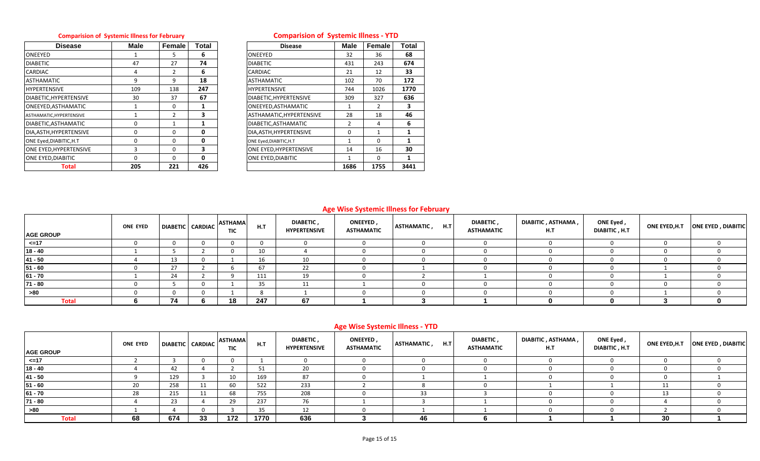### Comparision of Systemic Illness for February

| Disease | Male | Female | Total |
|---|---|---|---|
| ONEEYED | 1 | 5 | **6** |
| DIABETIC | 47 | 27 | **74** |
| CARDIAC | 4 | 2 | **6** |
| ASTHAMATIC | 9 | 9 | **18** |
| HYPERTENSIVE | 109 | 138 | **247** |
| DIABETIC,HYPERTENSIVE | 30 | 37 | **67** |
| ONEEYED,ASTHAMATIC | 1 | 0 | **1** |
| ASTHAMATIC,HYPERTENSIVE | 1 | 2 | **3** |
| DIABETIC,ASTHAMATIC | 0 | 1 | **1** |
| DIA,ASTH,HYPERTENSIVE | 0 | 0 | **0** |
| ONE Eyed,DIABITIC,H.T | 0 | 0 | **0** |
| ONE EYED,HYPERTENSIVE | 3 | 0 | **3** |
| ONE EYED,DIABITIC | 0 | 0 | **0** |
| **Total** | **205** | **221** | **426** |

### Comparision of Systemic Illness - YTD

| Disease | Male | Female | Total |
|---|---|---|---|
| ONEEYED | 32 | 36 | **68** |
| DIABETIC | 431 | 243 | **674** |
| CARDIAC | 21 | 12 | **33** |
| ASTHAMATIC | 102 | 70 | **172** |
| HYPERTENSIVE | 744 | 1026 | **1770** |
| DIABETIC,HYPERTENSIVE | 309 | 327 | **636** |
| ONEEYED,ASTHAMATIC | 1 | 2 | **3** |
| ASTHAMATIC,HYPERTENSIVE | 28 | 18 | **46** |
| DIABETIC,ASTHAMATIC | 2 | 4 | **6** |
| DIA,ASTH,HYPERTENSIVE | 0 | 1 | **1** |
| ONE Eyed,DIABITIC,H.T | 1 | 0 | **1** |
| ONE EYED,HYPERTENSIVE | 14 | 16 | **30** |
| ONE EYED,DIABITIC | 1 | 0 | **1** |
| | **1686** | **1755** | **3441** |

### Age Wise Systemic Illness for February

| AGE GROUP | ONE EYED | DIABETIC | CARDIAC | ASTHAMATIC | H.T | DIABETIC , HYPERTENSIVE | ONEEYED , ASTHAMATIC | ASTHAMATIC , H.T | DIABETIC , ASTHAMATIC | DIABITIC , ASTHAMA , H.T | ONE Eyed , DIABITIC , H.T | ONE EYED,H.T | ONE EYED , DIABITIC |
|---|---|---|---|---|---|---|---|---|---|---|---|---|---|
| <=17 | 0 | 0 | 0 | 0 | 0 | 0 | 0 | 0 | 0 | 0 | 0 | 0 | 0 |
| 18 - 40 | 1 | 5 | 2 | 0 | 10 | 4 | 0 | 0 | 0 | 0 | 0 | 0 | 0 |
| 41 - 50 | 4 | 13 | 0 | 1 | 16 | 10 | 0 | 0 | 0 | 0 | 0 | 0 | 0 |
| 51 - 60 | 0 | 27 | 2 | 6 | 67 | 22 | 0 | 1 | 0 | 0 | 0 | 1 | 0 |
| 61 - 70 | 1 | 24 | 2 | 9 | 111 | 19 | 0 | 2 | 1 | 0 | 0 | 1 | 0 |
| 71 - 80 | 0 | 5 | 0 | 1 | 35 | 11 | 1 | 0 | 0 | 0 | 0 | 0 | 0 |
| >80 | 0 | 0 | 0 | 1 | 8 | 1 | 0 | 0 | 0 | 0 | 0 | 1 | 0 |
| **Total** | **6** | **74** | **6** | **18** | **247** | **67** | **1** | **3** | **1** | **0** | **0** | **3** | **0** |

### Age Wise Systemic Illness - YTD

| AGE GROUP | ONE EYED | DIABETIC | CARDIAC | ASTHAMATIC | H.T | DIABETIC , HYPERTENSIVE | ONEEYED , ASTHAMATIC | ASTHAMATIC , H.T | DIABETIC , ASTHAMATIC | DIABITIC , ASTHAMA , H.T | ONE Eyed , DIABITIC , H.T | ONE EYED,H.T | ONE EYED , DIABITIC |
|---|---|---|---|---|---|---|---|---|---|---|---|---|---|
| <=17 | 2 | 3 | 0 | 0 | 1 | 0 | 0 | 0 | 0 | 0 | 0 | 0 | 0 |
| 18 - 40 | 4 | 42 | 4 | 2 | 51 | 20 | 0 | 0 | 0 | 0 | 0 | 0 | 0 |
| 41 - 50 | 9 | 129 | 3 | 10 | 169 | 87 | 0 | 1 | 1 | 0 | 0 | 0 | 1 |
| 51 - 60 | 20 | 258 | 11 | 60 | 522 | 233 | 2 | 8 | 0 | 1 | 1 | 11 | 0 |
| 61 - 70 | 28 | 215 | 11 | 68 | 755 | 208 | 0 | 33 | 3 | 0 | 0 | 13 | 0 |
| 71 - 80 | 4 | 23 | 4 | 29 | 237 | 76 | 1 | 3 | 1 | 0 | 0 | 4 | 0 |
| >80 | 1 | 4 | 0 | 3 | 35 | 12 | 0 | 1 | 1 | 0 | 0 | 2 | 0 |
| **Total** | **68** | **674** | **33** | **172** | **1770** | **636** | **3** | **46** | **6** | **1** | **1** | **30** | **1** |